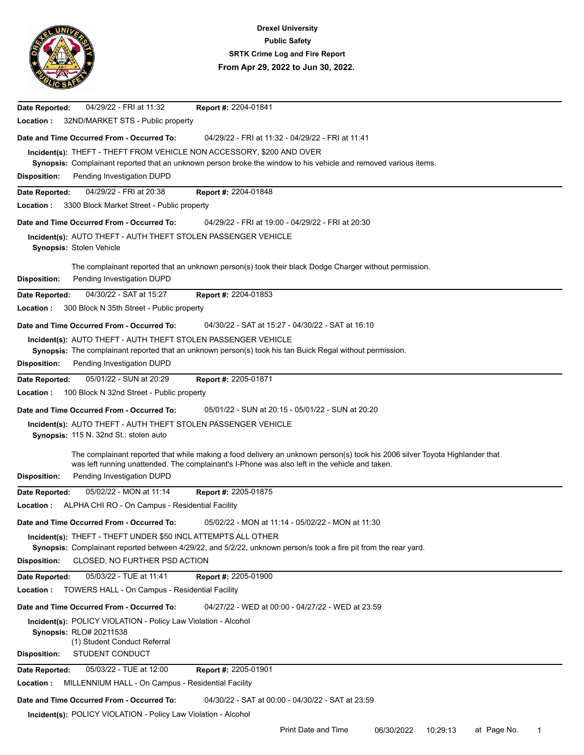**Drexel University**
**Public Safety**
**SRTK Crime Log and Fire Report**
**From Apr 29, 2022 to Jun 30, 2022.**

---

**Date Reported:** 04/29/22 - FRI at 11:32 **Report #:** 2204-01841

**Location :** 32ND/MARKET STS - Public property

**Date and Time Occurred From - Occurred To:** 04/29/22 - FRI at 11:32 - 04/29/22 - FRI at 11:41

**Incident(s):** THEFT - THEFT FROM VEHICLE NON ACCESSORY, $200 AND OVER

**Synopsis:** Complainant reported that an unknown person broke the window to his vehicle and removed various items.

**Disposition:** Pending Investigation DUPD

---

**Date Reported:** 04/29/22 - FRI at 20:38 **Report #:** 2204-01848

**Location :** 3300 Block Market Street - Public property

**Date and Time Occurred From - Occurred To:** 04/29/22 - FRI at 19:00 - 04/29/22 - FRI at 20:30

**Incident(s):** AUTO THEFT - AUTH THEFT STOLEN PASSENGER VEHICLE

**Synopsis:** Stolen Vehicle

The complainant reported that an unknown person(s) took their black Dodge Charger without permission.

**Disposition:** Pending Investigation DUPD

---

**Date Reported:** 04/30/22 - SAT at 15:27 **Report #:** 2204-01853

**Location :** 300 Block N 35th Street - Public property

**Date and Time Occurred From - Occurred To:** 04/30/22 - SAT at 15:27 - 04/30/22 - SAT at 16:10

**Incident(s):** AUTO THEFT - AUTH THEFT STOLEN PASSENGER VEHICLE

**Synopsis:** The complainant reported that an unknown person(s) took his tan Buick Regal without permission.

**Disposition:** Pending Investigation DUPD

---

**Date Reported:** 05/01/22 - SUN at 20:29 **Report #:** 2205-01871

**Location :** 100 Block N 32nd Street - Public property

**Date and Time Occurred From - Occurred To:** 05/01/22 - SUN at 20:15 - 05/01/22 - SUN at 20:20

**Incident(s):** AUTO THEFT - AUTH THEFT STOLEN PASSENGER VEHICLE

**Synopsis:** 115 N. 32nd St.: stolen auto

The complainant reported that while making a food delivery an unknown person(s) took his 2006 silver Toyota Highlander that was left running unattended. The complainant's I-Phone was also left in the vehicle and taken.

**Disposition:** Pending Investigation DUPD

---

**Date Reported:** 05/02/22 - MON at 11:14 **Report #:** 2205-01875

**Location :** ALPHA CHI RO - On Campus - Residential Facility

**Date and Time Occurred From - Occurred To:** 05/02/22 - MON at 11:14 - 05/02/22 - MON at 11:30

**Incident(s):** THEFT - THEFT UNDER $50 INCL ATTEMPTS ALL OTHER

**Synopsis:** Complainant reported between 4/29/22, and 5/2/22, unknown person/s took a fire pit from the rear yard.

**Disposition:** CLOSED, NO FURTHER PSD ACTION

---

**Date Reported:** 05/03/22 - TUE at 11:41 **Report #:** 2205-01900

**Location :** TOWERS HALL - On Campus - Residential Facility

**Date and Time Occurred From - Occurred To:** 04/27/22 - WED at 00:00 - 04/27/22 - WED at 23:59

**Incident(s):** POLICY VIOLATION - Policy Law Violation - Alcohol

**Synopsis:** RLO# 20211538
(1) Student Conduct Referral

**Disposition:** STUDENT CONDUCT

---

**Date Reported:** 05/03/22 - TUE at 12:00 **Report #:** 2205-01901

**Location :** MILLENNIUM HALL - On Campus - Residential Facility

**Date and Time Occurred From - Occurred To:** 04/30/22 - SAT at 00:00 - 04/30/22 - SAT at 23:59

**Incident(s):** POLICY VIOLATION - Policy Law Violation - Alcohol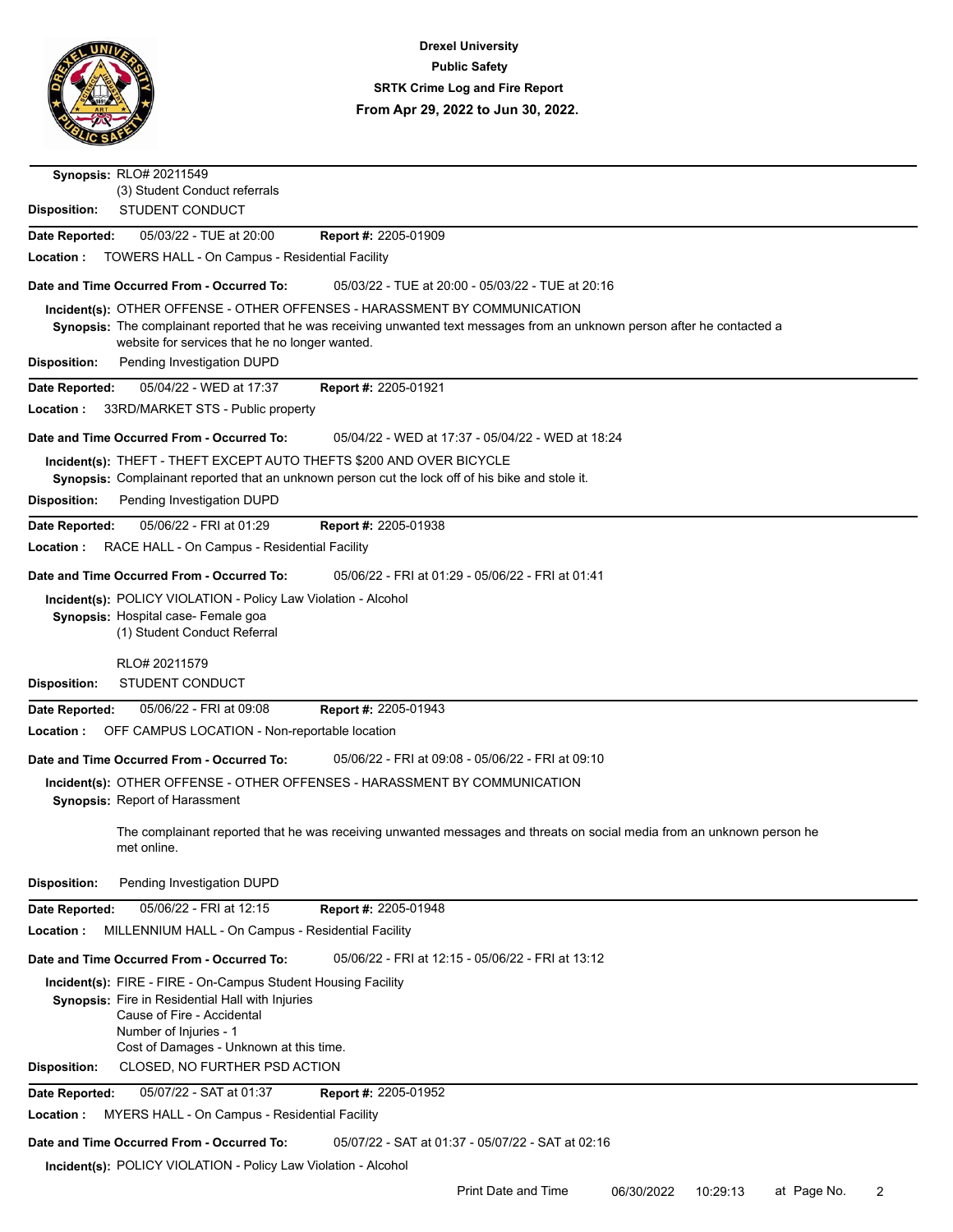**Synopsis:** RLO# 20211549
(3) Student Conduct referrals

**Disposition:** STUDENT CONDUCT

---

**Date Reported:** 05/03/22 - TUE at 20:00 **Report #:** 2205-01909

**Location :** TOWERS HALL - On Campus - Residential Facility

**Date and Time Occurred From - Occurred To:** 05/03/22 - TUE at 20:00 - 05/03/22 - TUE at 20:16

**Incident(s):** OTHER OFFENSE - OTHER OFFENSES - HARASSMENT BY COMMUNICATION

**Synopsis:** The complainant reported that he was receiving unwanted text messages from an unknown person after he contacted a website for services that he no longer wanted.

**Disposition:** Pending Investigation DUPD

---

**Date Reported:** 05/04/22 - WED at 17:37 **Report #:** 2205-01921

**Location :** 33RD/MARKET STS - Public property

**Date and Time Occurred From - Occurred To:** 05/04/22 - WED at 17:37 - 05/04/22 - WED at 18:24

**Incident(s):** THEFT - THEFT EXCEPT AUTO THEFTS $200 AND OVER BICYCLE

**Synopsis:** Complainant reported that an unknown person cut the lock off of his bike and stole it.

**Disposition:** Pending Investigation DUPD

---

**Date Reported:** 05/06/22 - FRI at 01:29 **Report #:** 2205-01938

**Location :** RACE HALL - On Campus - Residential Facility

**Date and Time Occurred From - Occurred To:** 05/06/22 - FRI at 01:29 - 05/06/22 - FRI at 01:41

**Incident(s):** POLICY VIOLATION - Policy Law Violation - Alcohol

**Synopsis:** Hospital case- Female goa
(1) Student Conduct Referral

RLO# 20211579

**Disposition:** STUDENT CONDUCT

---

**Date Reported:** 05/06/22 - FRI at 09:08 **Report #:** 2205-01943

**Location :** OFF CAMPUS LOCATION - Non-reportable location

**Date and Time Occurred From - Occurred To:** 05/06/22 - FRI at 09:08 - 05/06/22 - FRI at 09:10

**Incident(s):** OTHER OFFENSE - OTHER OFFENSES - HARASSMENT BY COMMUNICATION

**Synopsis:** Report of Harassment

The complainant reported that he was receiving unwanted messages and threats on social media from an unknown person he met online.

**Disposition:** Pending Investigation DUPD

---

**Date Reported:** 05/06/22 - FRI at 12:15 **Report #:** 2205-01948

**Location :** MILLENNIUM HALL - On Campus - Residential Facility

**Date and Time Occurred From - Occurred To:** 05/06/22 - FRI at 12:15 - 05/06/22 - FRI at 13:12

**Incident(s):** FIRE - FIRE - On-Campus Student Housing Facility

**Synopsis:** Fire in Residential Hall with Injuries
Cause of Fire - Accidental
Number of Injuries - 1
Cost of Damages - Unknown at this time.

**Disposition:** CLOSED, NO FURTHER PSD ACTION

---

**Date Reported:** 05/07/22 - SAT at 01:37 **Report #:** 2205-01952

**Location :** MYERS HALL - On Campus - Residential Facility

**Date and Time Occurred From - Occurred To:** 05/07/22 - SAT at 01:37 - 05/07/22 - SAT at 02:16

**Incident(s):** POLICY VIOLATION - Policy Law Violation - Alcohol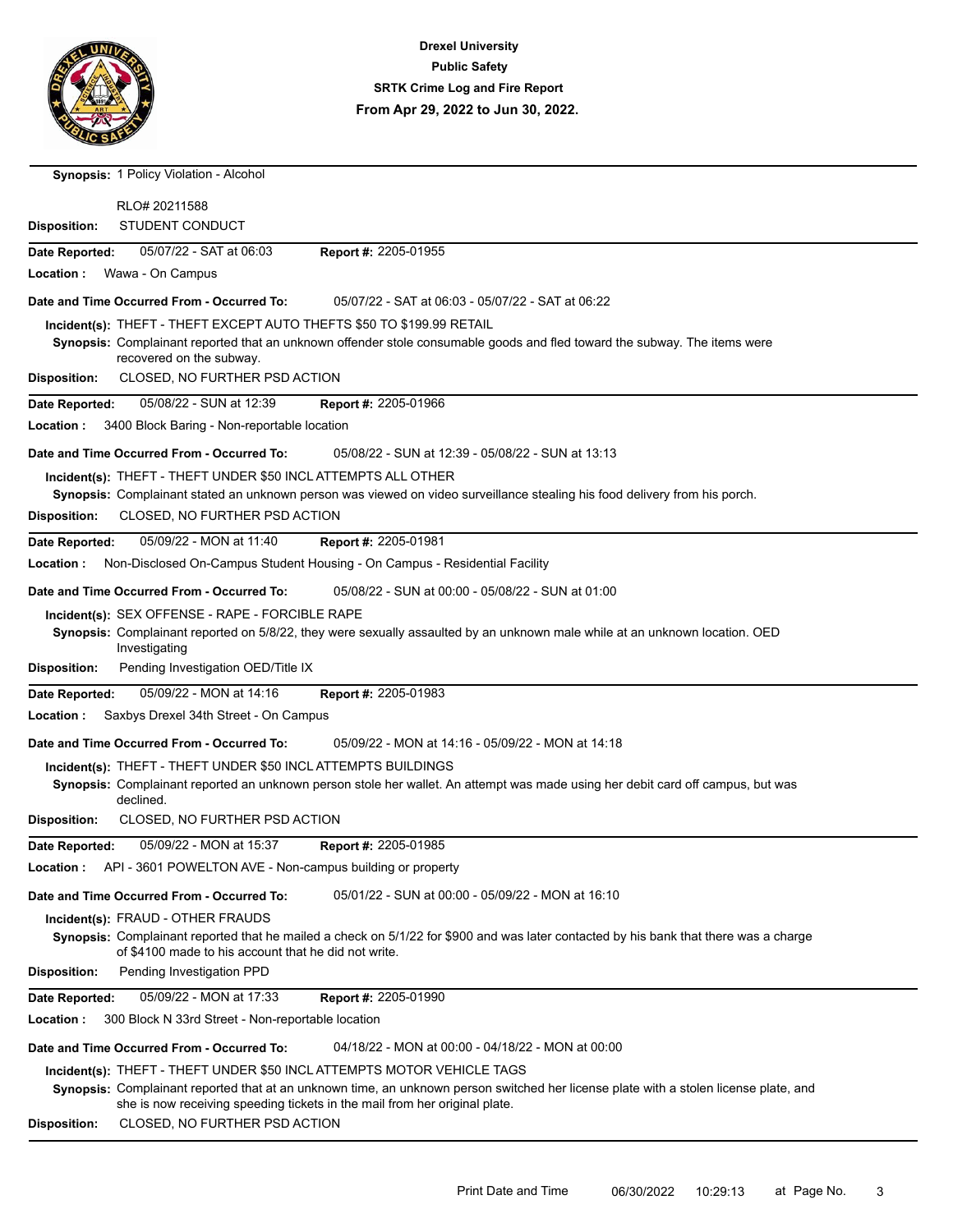**Drexel University**
**Public Safety**
**SRTK Crime Log and Fire Report**
**From Apr 29, 2022 to Jun 30, 2022.**

---

**Synopsis:** 1 Policy Violation - Alcohol

RLO# 20211588

**Disposition:** STUDENT CONDUCT

---

**Date Reported:** 05/07/22 - SAT at 06:03 **Report #:** 2205-01955

**Location :** Wawa - On Campus

**Date and Time Occurred From - Occurred To:** 05/07/22 - SAT at 06:03 - 05/07/22 - SAT at 06:22

**Incident(s):** THEFT - THEFT EXCEPT AUTO THEFTS $50 TO $199.99 RETAIL

**Synopsis:** Complainant reported that an unknown offender stole consumable goods and fled toward the subway. The items were recovered on the subway.

**Disposition:** CLOSED, NO FURTHER PSD ACTION

---

**Date Reported:** 05/08/22 - SUN at 12:39 **Report #:** 2205-01966

**Location :** 3400 Block Baring - Non-reportable location

**Date and Time Occurred From - Occurred To:** 05/08/22 - SUN at 12:39 - 05/08/22 - SUN at 13:13

**Incident(s):** THEFT - THEFT UNDER $50 INCL ATTEMPTS ALL OTHER

**Synopsis:** Complainant stated an unknown person was viewed on video surveillance stealing his food delivery from his porch.

**Disposition:** CLOSED, NO FURTHER PSD ACTION

---

**Date Reported:** 05/09/22 - MON at 11:40 **Report #:** 2205-01981

**Location :** Non-Disclosed On-Campus Student Housing - On Campus - Residential Facility

**Date and Time Occurred From - Occurred To:** 05/08/22 - SUN at 00:00 - 05/08/22 - SUN at 01:00

**Incident(s):** SEX OFFENSE - RAPE - FORCIBLE RAPE

**Synopsis:** Complainant reported on 5/8/22, they were sexually assaulted by an unknown male while at an unknown location. OED Investigating

**Disposition:** Pending Investigation OED/Title IX

---

**Date Reported:** 05/09/22 - MON at 14:16 **Report #:** 2205-01983

**Location :** Saxbys Drexel 34th Street - On Campus

**Date and Time Occurred From - Occurred To:** 05/09/22 - MON at 14:16 - 05/09/22 - MON at 14:18

**Incident(s):** THEFT - THEFT UNDER $50 INCL ATTEMPTS BUILDINGS

**Synopsis:** Complainant reported an unknown person stole her wallet. An attempt was made using her debit card off campus, but was declined.

**Disposition:** CLOSED, NO FURTHER PSD ACTION

---

**Date Reported:** 05/09/22 - MON at 15:37 **Report #:** 2205-01985

**Location :** API - 3601 POWELTON AVE - Non-campus building or property

**Date and Time Occurred From - Occurred To:** 05/01/22 - SUN at 00:00 - 05/09/22 - MON at 16:10

**Incident(s):** FRAUD - OTHER FRAUDS

**Synopsis:** Complainant reported that he mailed a check on 5/1/22 for $900 and was later contacted by his bank that there was a charge of $4100 made to his account that he did not write.

**Disposition:** Pending Investigation PPD

---

**Date Reported:** 05/09/22 - MON at 17:33 **Report #:** 2205-01990

**Location :** 300 Block N 33rd Street - Non-reportable location

**Date and Time Occurred From - Occurred To:** 04/18/22 - MON at 00:00 - 04/18/22 - MON at 00:00

**Incident(s):** THEFT - THEFT UNDER $50 INCL ATTEMPTS MOTOR VEHICLE TAGS

**Synopsis:** Complainant reported that at an unknown time, an unknown person switched her license plate with a stolen license plate, and she is now receiving speeding tickets in the mail from her original plate.

**Disposition:** CLOSED, NO FURTHER PSD ACTION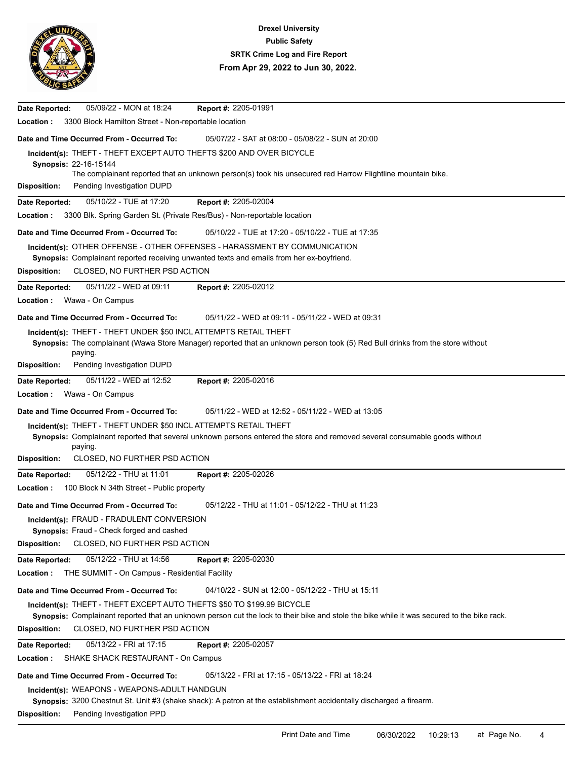**Drexel University**
**Public Safety**
**SRTK Crime Log and Fire Report**
**From Apr 29, 2022 to Jun 30, 2022.**

---

**Date Reported:** 05/09/22 - MON at 18:24 **Report #:** 2205-01991

**Location :** 3300 Block Hamilton Street - Non-reportable location

**Date and Time Occurred From - Occurred To:** 05/07/22 - SAT at 08:00 - 05/08/22 - SUN at 20:00

**Incident(s):** THEFT - THEFT EXCEPT AUTO THEFTS $200 AND OVER BICYCLE

**Synopsis:** 22-16-15144
The complainant reported that an unknown person(s) took his unsecured red Harrow Flightline mountain bike.

**Disposition:** Pending Investigation DUPD

---

**Date Reported:** 05/10/22 - TUE at 17:20 **Report #:** 2205-02004

**Location :** 3300 Blk. Spring Garden St. (Private Res/Bus) - Non-reportable location

**Date and Time Occurred From - Occurred To:** 05/10/22 - TUE at 17:20 - 05/10/22 - TUE at 17:35

**Incident(s):** OTHER OFFENSE - OTHER OFFENSES - HARASSMENT BY COMMUNICATION

**Synopsis:** Complainant reported receiving unwanted texts and emails from her ex-boyfriend.

**Disposition:** CLOSED, NO FURTHER PSD ACTION

---

**Date Reported:** 05/11/22 - WED at 09:11 **Report #:** 2205-02012

**Location :** Wawa - On Campus

**Date and Time Occurred From - Occurred To:** 05/11/22 - WED at 09:11 - 05/11/22 - WED at 09:31

**Incident(s):** THEFT - THEFT UNDER $50 INCL ATTEMPTS RETAIL THEFT

**Synopsis:** The complainant (Wawa Store Manager) reported that an unknown person took (5) Red Bull drinks from the store without paying.

**Disposition:** Pending Investigation DUPD

---

**Date Reported:** 05/11/22 - WED at 12:52 **Report #:** 2205-02016

**Location :** Wawa - On Campus

**Date and Time Occurred From - Occurred To:** 05/11/22 - WED at 12:52 - 05/11/22 - WED at 13:05

**Incident(s):** THEFT - THEFT UNDER $50 INCL ATTEMPTS RETAIL THEFT

**Synopsis:** Complainant reported that several unknown persons entered the store and removed several consumable goods without paying.

**Disposition:** CLOSED, NO FURTHER PSD ACTION

---

**Date Reported:** 05/12/22 - THU at 11:01 **Report #:** 2205-02026

**Location :** 100 Block N 34th Street - Public property

**Date and Time Occurred From - Occurred To:** 05/12/22 - THU at 11:01 - 05/12/22 - THU at 11:23

**Incident(s):** FRAUD - FRADULENT CONVERSION

**Synopsis:** Fraud - Check forged and cashed

**Disposition:** CLOSED, NO FURTHER PSD ACTION

---

**Date Reported:** 05/12/22 - THU at 14:56 **Report #:** 2205-02030

**Location :** THE SUMMIT - On Campus - Residential Facility

**Date and Time Occurred From - Occurred To:** 04/10/22 - SUN at 12:00 - 05/12/22 - THU at 15:11

**Incident(s):** THEFT - THEFT EXCEPT AUTO THEFTS $50 TO $199.99 BICYCLE

**Synopsis:** Complainant reported that an unknown person cut the lock to their bike and stole the bike while it was secured to the bike rack.

**Disposition:** CLOSED, NO FURTHER PSD ACTION

---

**Date Reported:** 05/13/22 - FRI at 17:15 **Report #:** 2205-02057

**Location :** SHAKE SHACK RESTAURANT - On Campus

**Date and Time Occurred From - Occurred To:** 05/13/22 - FRI at 17:15 - 05/13/22 - FRI at 18:24

**Incident(s):** WEAPONS - WEAPONS-ADULT HANDGUN

**Synopsis:** 3200 Chestnut St. Unit #3 (shake shack): A patron at the establishment accidentally discharged a firearm.

**Disposition:** Pending Investigation PPD

---

Print Date and Time 06/30/2022 10:29:13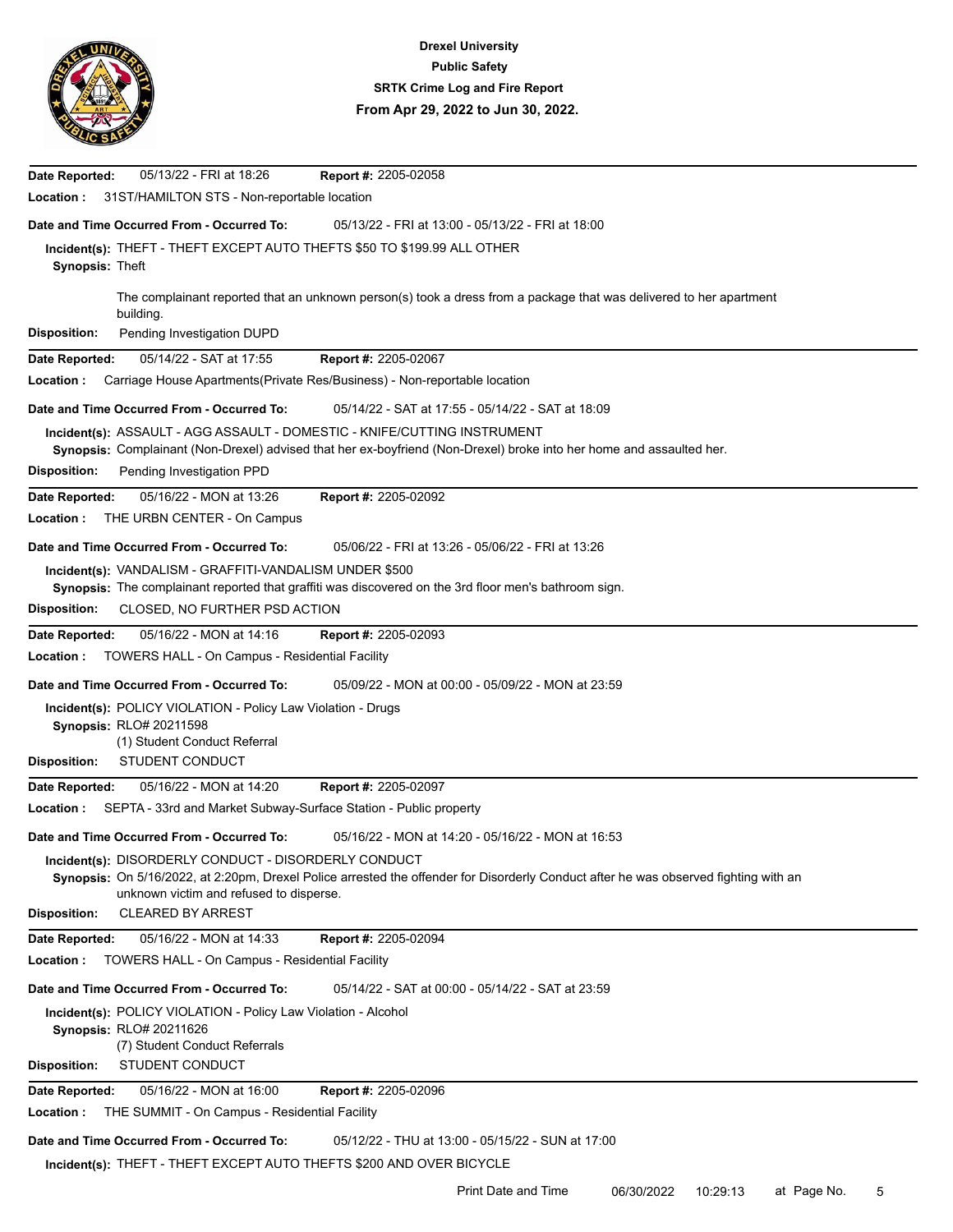**Drexel University**
**Public Safety**
**SRTK Crime Log and Fire Report**
**From Apr 29, 2022 to Jun 30, 2022.**

---

**Date Reported:** 05/13/22 - FRI at 18:26 **Report #:** 2205-02058

**Location :** 31ST/HAMILTON STS - Non-reportable location

**Date and Time Occurred From - Occurred To:** 05/13/22 - FRI at 13:00 - 05/13/22 - FRI at 18:00

**Incident(s):** THEFT - THEFT EXCEPT AUTO THEFTS $50 TO $199.99 ALL OTHER

**Synopsis:** Theft

The complainant reported that an unknown person(s) took a dress from a package that was delivered to her apartment building.

**Disposition:** Pending Investigation DUPD

---

**Date Reported:** 05/14/22 - SAT at 17:55 **Report #:** 2205-02067

**Location :** Carriage House Apartments(Private Res/Business) - Non-reportable location

**Date and Time Occurred From - Occurred To:** 05/14/22 - SAT at 17:55 - 05/14/22 - SAT at 18:09

**Incident(s):** ASSAULT - AGG ASSAULT - DOMESTIC - KNIFE/CUTTING INSTRUMENT

**Synopsis:** Complainant (Non-Drexel) advised that her ex-boyfriend (Non-Drexel) broke into her home and assaulted her.

**Disposition:** Pending Investigation PPD

---

**Date Reported:** 05/16/22 - MON at 13:26 **Report #:** 2205-02092

**Location :** THE URBN CENTER - On Campus

**Date and Time Occurred From - Occurred To:** 05/06/22 - FRI at 13:26 - 05/06/22 - FRI at 13:26

**Incident(s):** VANDALISM - GRAFFITI-VANDALISM UNDER $500

**Synopsis:** The complainant reported that graffiti was discovered on the 3rd floor men's bathroom sign.

**Disposition:** CLOSED, NO FURTHER PSD ACTION

---

**Date Reported:** 05/16/22 - MON at 14:16 **Report #:** 2205-02093

**Location :** TOWERS HALL - On Campus - Residential Facility

**Date and Time Occurred From - Occurred To:** 05/09/22 - MON at 00:00 - 05/09/22 - MON at 23:59

**Incident(s):** POLICY VIOLATION - Policy Law Violation - Drugs

**Synopsis:** RLO# 20211598
(1) Student Conduct Referral

**Disposition:** STUDENT CONDUCT

---

**Date Reported:** 05/16/22 - MON at 14:20 **Report #:** 2205-02097

**Location :** SEPTA - 33rd and Market Subway-Surface Station - Public property

**Date and Time Occurred From - Occurred To:** 05/16/22 - MON at 14:20 - 05/16/22 - MON at 16:53

**Incident(s):** DISORDERLY CONDUCT - DISORDERLY CONDUCT

**Synopsis:** On 5/16/2022, at 2:20pm, Drexel Police arrested the offender for Disorderly Conduct after he was observed fighting with an unknown victim and refused to disperse.

**Disposition:** CLEARED BY ARREST

---

**Date Reported:** 05/16/22 - MON at 14:33 **Report #:** 2205-02094

**Location :** TOWERS HALL - On Campus - Residential Facility

**Date and Time Occurred From - Occurred To:** 05/14/22 - SAT at 00:00 - 05/14/22 - SAT at 23:59

**Incident(s):** POLICY VIOLATION - Policy Law Violation - Alcohol

**Synopsis:** RLO# 20211626
(7) Student Conduct Referrals

**Disposition:** STUDENT CONDUCT

---

**Date Reported:** 05/16/22 - MON at 16:00 **Report #:** 2205-02096

**Location :** THE SUMMIT - On Campus - Residential Facility

**Date and Time Occurred From - Occurred To:** 05/12/22 - THU at 13:00 - 05/15/22 - SUN at 17:00

**Incident(s):** THEFT - THEFT EXCEPT AUTO THEFTS $200 AND OVER BICYCLE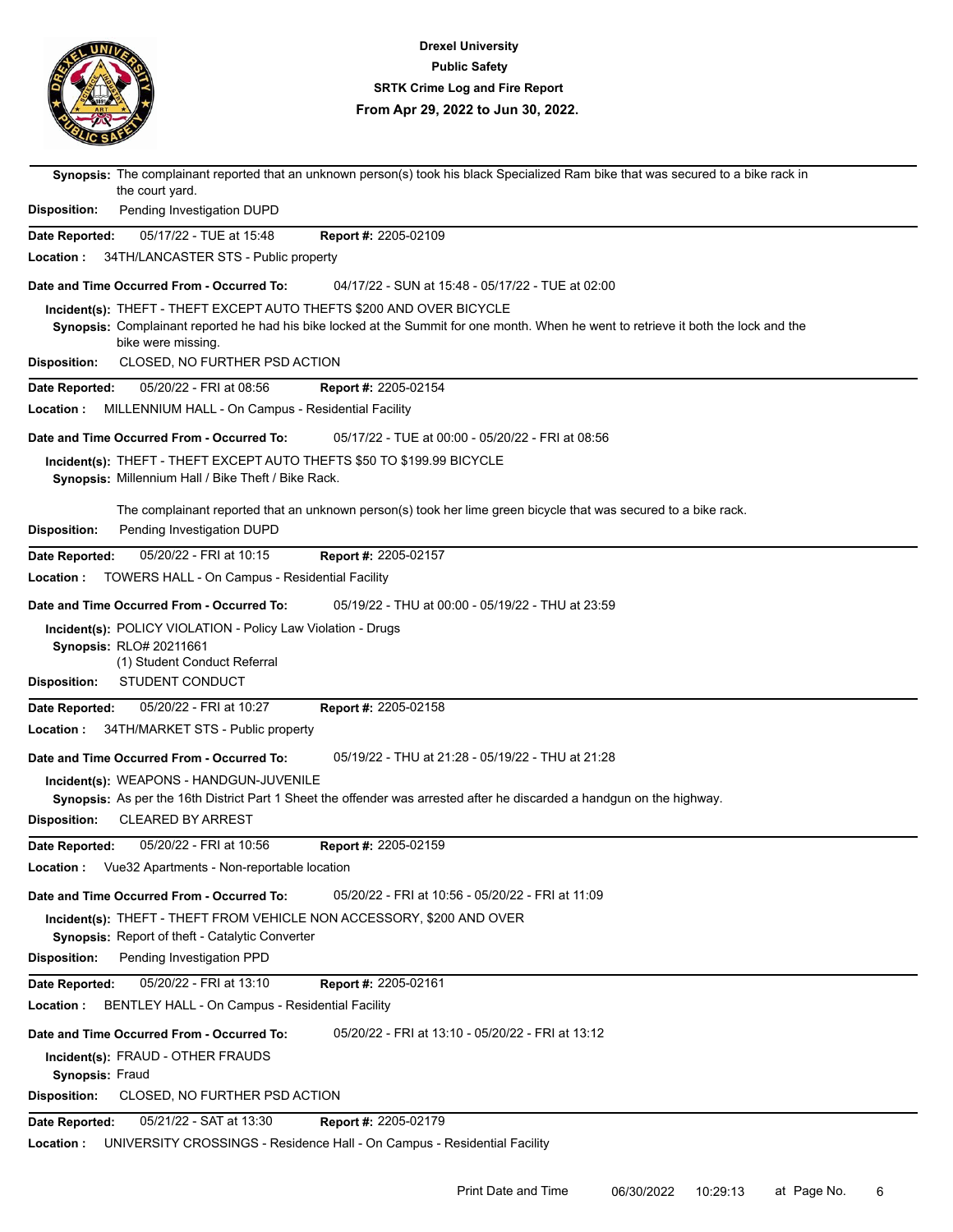**Drexel University**
**Public Safety**
**SRTK Crime Log and Fire Report**
**From Apr 29, 2022 to Jun 30, 2022.**

---

**Synopsis:** The complainant reported that an unknown person(s) took his black Specialized Ram bike that was secured to a bike rack in the court yard.

**Disposition:** Pending Investigation DUPD

---

**Date Reported:** 05/17/22 - TUE at 15:48 **Report #:** 2205-02109

**Location :** 34TH/LANCASTER STS - Public property

**Date and Time Occurred From - Occurred To:** 04/17/22 - SUN at 15:48 - 05/17/22 - TUE at 02:00

**Incident(s):** THEFT - THEFT EXCEPT AUTO THEFTS $200 AND OVER BICYCLE

**Synopsis:** Complainant reported he had his bike locked at the Summit for one month. When he went to retrieve it both the lock and the bike were missing.

**Disposition:** CLOSED, NO FURTHER PSD ACTION

---

**Date Reported:** 05/20/22 - FRI at 08:56 **Report #:** 2205-02154

**Location :** MILLENNIUM HALL - On Campus - Residential Facility

**Date and Time Occurred From - Occurred To:** 05/17/22 - TUE at 00:00 - 05/20/22 - FRI at 08:56

**Incident(s):** THEFT - THEFT EXCEPT AUTO THEFTS $50 TO $199.99 BICYCLE

**Synopsis:** Millennium Hall / Bike Theft / Bike Rack.

The complainant reported that an unknown person(s) took her lime green bicycle that was secured to a bike rack.

**Disposition:** Pending Investigation DUPD

---

**Date Reported:** 05/20/22 - FRI at 10:15 **Report #:** 2205-02157

**Location :** TOWERS HALL - On Campus - Residential Facility

**Date and Time Occurred From - Occurred To:** 05/19/22 - THU at 00:00 - 05/19/22 - THU at 23:59

**Incident(s):** POLICY VIOLATION - Policy Law Violation - Drugs

**Synopsis:** RLO# 20211661
(1) Student Conduct Referral

**Disposition:** STUDENT CONDUCT

---

**Date Reported:** 05/20/22 - FRI at 10:27 **Report #:** 2205-02158

**Location :** 34TH/MARKET STS - Public property

**Date and Time Occurred From - Occurred To:** 05/19/22 - THU at 21:28 - 05/19/22 - THU at 21:28

**Incident(s):** WEAPONS - HANDGUN-JUVENILE

**Synopsis:** As per the 16th District Part 1 Sheet the offender was arrested after he discarded a handgun on the highway.

**Disposition:** CLEARED BY ARREST

---

**Date Reported:** 05/20/22 - FRI at 10:56 **Report #:** 2205-02159

**Location :** Vue32 Apartments - Non-reportable location

**Date and Time Occurred From - Occurred To:** 05/20/22 - FRI at 10:56 - 05/20/22 - FRI at 11:09

**Incident(s):** THEFT - THEFT FROM VEHICLE NON ACCESSORY, $200 AND OVER

**Synopsis:** Report of theft - Catalytic Converter

**Disposition:** Pending Investigation PPD

---

**Date Reported:** 05/20/22 - FRI at 13:10 **Report #:** 2205-02161

**Location :** BENTLEY HALL - On Campus - Residential Facility

**Date and Time Occurred From - Occurred To:** 05/20/22 - FRI at 13:10 - 05/20/22 - FRI at 13:12

**Incident(s):** FRAUD - OTHER FRAUDS

**Synopsis:** Fraud

**Disposition:** CLOSED, NO FURTHER PSD ACTION

---

**Date Reported:** 05/21/22 - SAT at 13:30 **Report #:** 2205-02179

**Location :** UNIVERSITY CROSSINGS - Residence Hall - On Campus - Residential Facility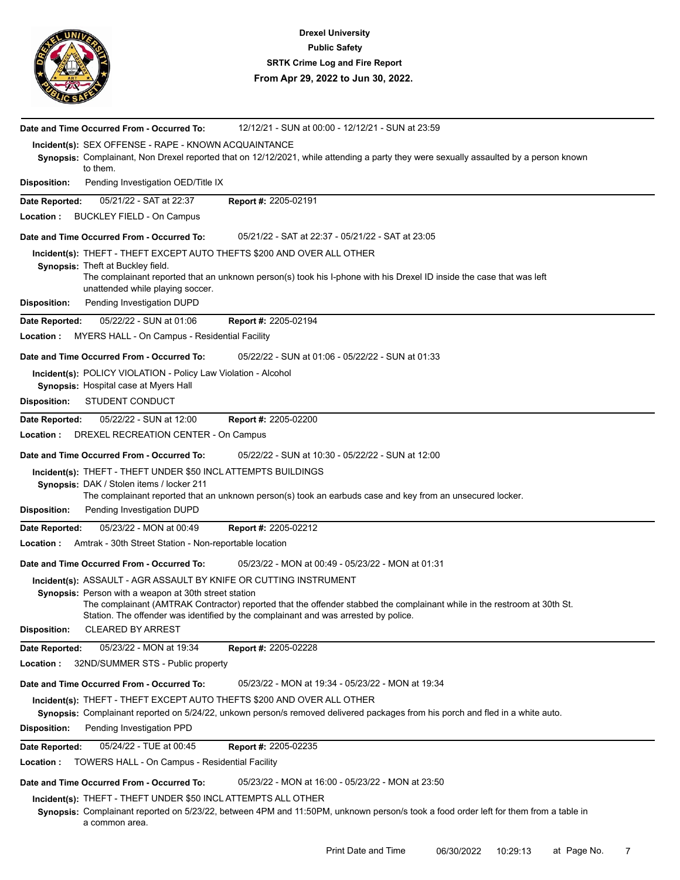**Drexel University**
**Public Safety**
**SRTK Crime Log and Fire Report**
**From Apr 29, 2022 to Jun 30, 2022.**

---

**Date and Time Occurred From - Occurred To:** 12/12/21 - SUN at 00:00 - 12/12/21 - SUN at 23:59

**Incident(s):** SEX OFFENSE - RAPE - KNOWN ACQUAINTANCE
**Synopsis:** Complainant, Non Drexel reported that on 12/12/2021, while attending a party they were sexually assaulted by a person known to them.

**Disposition:** Pending Investigation OED/Title IX

---

**Date Reported:** 05/21/22 - SAT at 22:37 **Report #:** 2205-02191
**Location :** BUCKLEY FIELD - On Campus

**Date and Time Occurred From - Occurred To:** 05/21/22 - SAT at 22:37 - 05/21/22 - SAT at 23:05

**Incident(s):** THEFT - THEFT EXCEPT AUTO THEFTS $200 AND OVER ALL OTHER
**Synopsis:** Theft at Buckley field.
The complainant reported that an unknown person(s) took his I-phone with his Drexel ID inside the case that was left unattended while playing soccer.

**Disposition:** Pending Investigation DUPD

---

**Date Reported:** 05/22/22 - SUN at 01:06 **Report #:** 2205-02194
**Location :** MYERS HALL - On Campus - Residential Facility

**Date and Time Occurred From - Occurred To:** 05/22/22 - SUN at 01:06 - 05/22/22 - SUN at 01:33

**Incident(s):** POLICY VIOLATION - Policy Law Violation - Alcohol
**Synopsis:** Hospital case at Myers Hall

**Disposition:** STUDENT CONDUCT

---

**Date Reported:** 05/22/22 - SUN at 12:00 **Report #:** 2205-02200
**Location :** DREXEL RECREATION CENTER - On Campus

**Date and Time Occurred From - Occurred To:** 05/22/22 - SUN at 10:30 - 05/22/22 - SUN at 12:00

**Incident(s):** THEFT - THEFT UNDER $50 INCL ATTEMPTS BUILDINGS
**Synopsis:** DAK / Stolen items / locker 211
The complainant reported that an unknown person(s) took an earbuds case and key from an unsecured locker.

**Disposition:** Pending Investigation DUPD

---

**Date Reported:** 05/23/22 - MON at 00:49 **Report #:** 2205-02212
**Location :** Amtrak - 30th Street Station - Non-reportable location

**Date and Time Occurred From - Occurred To:** 05/23/22 - MON at 00:49 - 05/23/22 - MON at 01:31

**Incident(s):** ASSAULT - AGR ASSAULT BY KNIFE OR CUTTING INSTRUMENT
**Synopsis:** Person with a weapon at 30th street station
The complainant (AMTRAK Contractor) reported that the offender stabbed the complainant while in the restroom at 30th St. Station. The offender was identified by the complainant and was arrested by police.

**Disposition:** CLEARED BY ARREST

---

**Date Reported:** 05/23/22 - MON at 19:34 **Report #:** 2205-02228
**Location :** 32ND/SUMMER STS - Public property

**Date and Time Occurred From - Occurred To:** 05/23/22 - MON at 19:34 - 05/23/22 - MON at 19:34

**Incident(s):** THEFT - THEFT EXCEPT AUTO THEFTS $200 AND OVER ALL OTHER
**Synopsis:** Complainant reported on 5/24/22, unkown person/s removed delivered packages from his porch and fled in a white auto.

**Disposition:** Pending Investigation PPD

---

**Date Reported:** 05/24/22 - TUE at 00:45 **Report #:** 2205-02235
**Location :** TOWERS HALL - On Campus - Residential Facility

**Date and Time Occurred From - Occurred To:** 05/23/22 - MON at 16:00 - 05/23/22 - MON at 23:50

**Incident(s):** THEFT - THEFT UNDER $50 INCL ATTEMPTS ALL OTHER
**Synopsis:** Complainant reported on 5/23/22, between 4PM and 11:50PM, unknown person/s took a food order left for them from a table in a common area.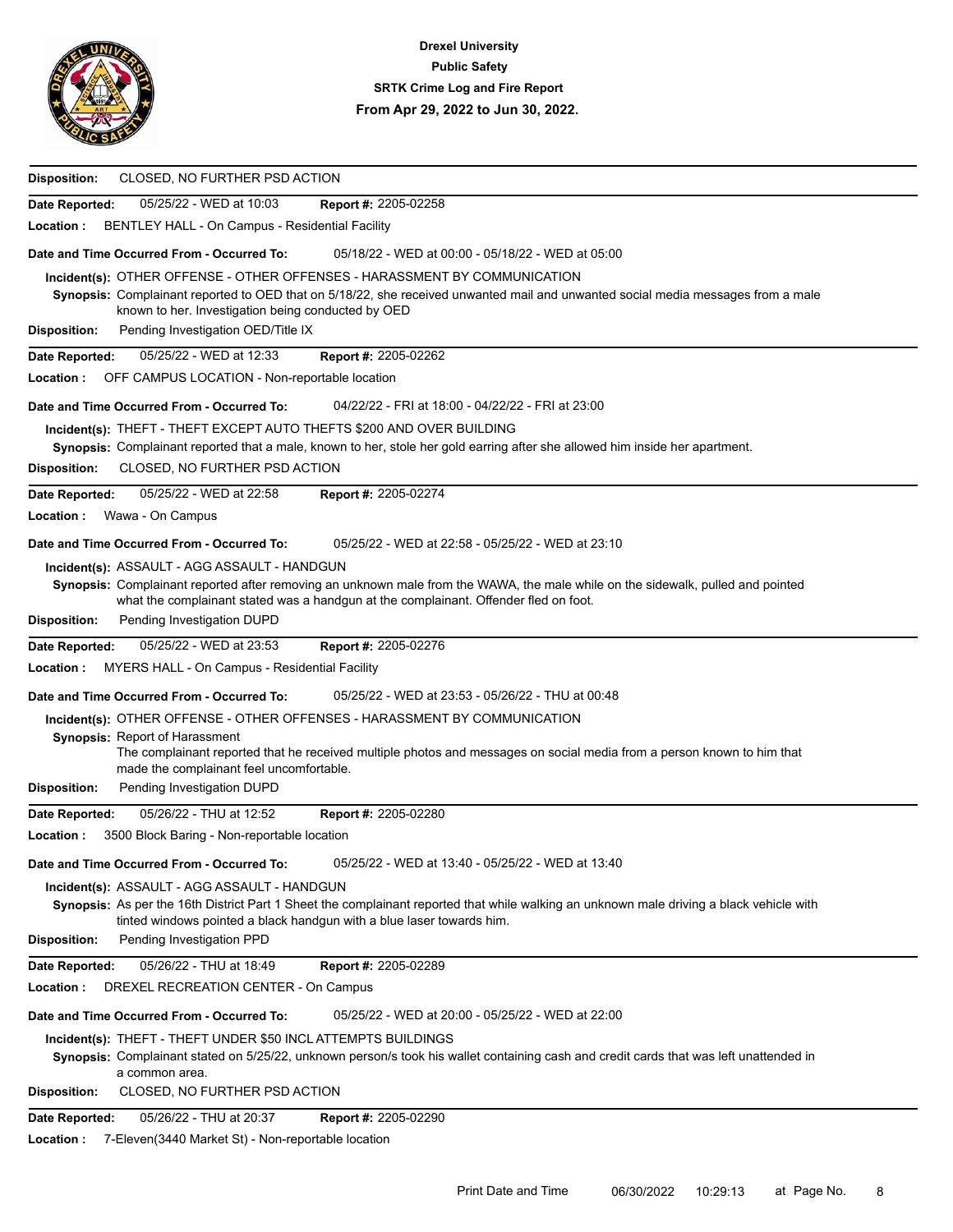**Drexel University**
**Public Safety**
**SRTK Crime Log and Fire Report**
**From Apr 29, 2022 to Jun 30, 2022.**

**Disposition:** CLOSED, NO FURTHER PSD ACTION

---

**Date Reported:** 05/25/22 - WED at 10:03 **Report #:** 2205-02258
**Location :** BENTLEY HALL - On Campus - Residential Facility
**Date and Time Occurred From - Occurred To:** 05/18/22 - WED at 00:00 - 05/18/22 - WED at 05:00
**Incident(s):** OTHER OFFENSE - OTHER OFFENSES - HARASSMENT BY COMMUNICATION
**Synopsis:** Complainant reported to OED that on 5/18/22, she received unwanted mail and unwanted social media messages from a male known to her. Investigation being conducted by OED
**Disposition:** Pending Investigation OED/Title IX

---

**Date Reported:** 05/25/22 - WED at 12:33 **Report #:** 2205-02262
**Location :** OFF CAMPUS LOCATION - Non-reportable location
**Date and Time Occurred From - Occurred To:** 04/22/22 - FRI at 18:00 - 04/22/22 - FRI at 23:00
**Incident(s):** THEFT - THEFT EXCEPT AUTO THEFTS $200 AND OVER BUILDING
**Synopsis:** Complainant reported that a male, known to her, stole her gold earring after she allowed him inside her apartment.
**Disposition:** CLOSED, NO FURTHER PSD ACTION

---

**Date Reported:** 05/25/22 - WED at 22:58 **Report #:** 2205-02274
**Location :** Wawa - On Campus
**Date and Time Occurred From - Occurred To:** 05/25/22 - WED at 22:58 - 05/25/22 - WED at 23:10
**Incident(s):** ASSAULT - AGG ASSAULT - HANDGUN
**Synopsis:** Complainant reported after removing an unknown male from the WAWA, the male while on the sidewalk, pulled and pointed what the complainant stated was a handgun at the complainant. Offender fled on foot.
**Disposition:** Pending Investigation DUPD

---

**Date Reported:** 05/25/22 - WED at 23:53 **Report #:** 2205-02276
**Location :** MYERS HALL - On Campus - Residential Facility
**Date and Time Occurred From - Occurred To:** 05/25/22 - WED at 23:53 - 05/26/22 - THU at 00:48
**Incident(s):** OTHER OFFENSE - OTHER OFFENSES - HARASSMENT BY COMMUNICATION
**Synopsis:** Report of Harassment
The complainant reported that he received multiple photos and messages on social media from a person known to him that made the complainant feel uncomfortable.
**Disposition:** Pending Investigation DUPD

---

**Date Reported:** 05/26/22 - THU at 12:52 **Report #:** 2205-02280
**Location :** 3500 Block Baring - Non-reportable location
**Date and Time Occurred From - Occurred To:** 05/25/22 - WED at 13:40 - 05/25/22 - WED at 13:40
**Incident(s):** ASSAULT - AGG ASSAULT - HANDGUN
**Synopsis:** As per the 16th District Part 1 Sheet the complainant reported that while walking an unknown male driving a black vehicle with tinted windows pointed a black handgun with a blue laser towards him.
**Disposition:** Pending Investigation PPD

---

**Date Reported:** 05/26/22 - THU at 18:49 **Report #:** 2205-02289
**Location :** DREXEL RECREATION CENTER - On Campus
**Date and Time Occurred From - Occurred To:** 05/25/22 - WED at 20:00 - 05/25/22 - WED at 22:00
**Incident(s):** THEFT - THEFT UNDER $50 INCL ATTEMPTS BUILDINGS
**Synopsis:** Complainant stated on 5/25/22, unknown person/s took his wallet containing cash and credit cards that was left unattended in a common area.
**Disposition:** CLOSED, NO FURTHER PSD ACTION

---

**Date Reported:** 05/26/22 - THU at 20:37 **Report #:** 2205-02290
**Location :** 7-Eleven(3440 Market St) - Non-reportable location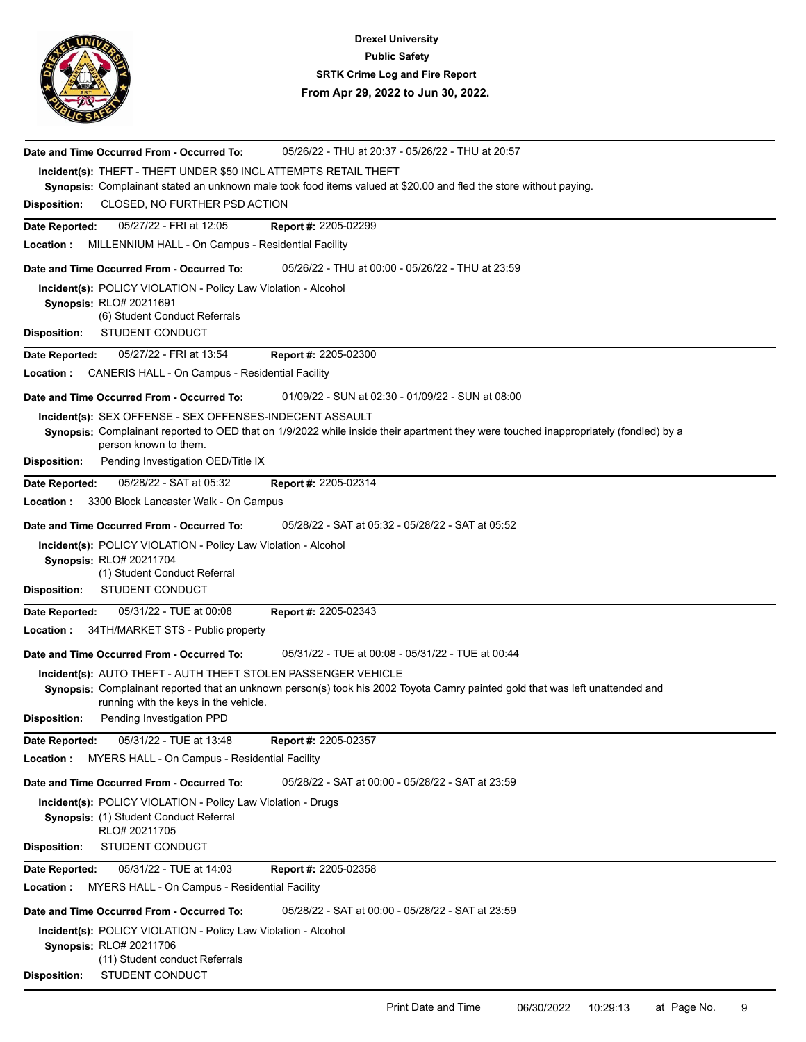**Drexel University**
**Public Safety**
**SRTK Crime Log and Fire Report**
**From Apr 29, 2022 to Jun 30, 2022.**

---

**Date and Time Occurred From - Occurred To:** 05/26/22 - THU at 20:37 - 05/26/22 - THU at 20:57

**Incident(s):** THEFT - THEFT UNDER $50 INCL ATTEMPTS RETAIL THEFT
**Synopsis:** Complainant stated an unknown male took food items valued at $20.00 and fled the store without paying.

**Disposition:** CLOSED, NO FURTHER PSD ACTION

---

**Date Reported:** 05/27/22 - FRI at 12:05 **Report #:** 2205-02299

**Location :** MILLENNIUM HALL - On Campus - Residential Facility

**Date and Time Occurred From - Occurred To:** 05/26/22 - THU at 00:00 - 05/26/22 - THU at 23:59

**Incident(s):** POLICY VIOLATION - Policy Law Violation - Alcohol
**Synopsis:** RLO# 20211691
(6) Student Conduct Referrals

**Disposition:** STUDENT CONDUCT

---

**Date Reported:** 05/27/22 - FRI at 13:54 **Report #:** 2205-02300

**Location :** CANERIS HALL - On Campus - Residential Facility

**Date and Time Occurred From - Occurred To:** 01/09/22 - SUN at 02:30 - 01/09/22 - SUN at 08:00

**Incident(s):** SEX OFFENSE - SEX OFFENSES-INDECENT ASSAULT
**Synopsis:** Complainant reported to OED that on 1/9/2022 while inside their apartment they were touched inappropriately (fondled) by a person known to them.

**Disposition:** Pending Investigation OED/Title IX

---

**Date Reported:** 05/28/22 - SAT at 05:32 **Report #:** 2205-02314

**Location :** 3300 Block Lancaster Walk - On Campus

**Date and Time Occurred From - Occurred To:** 05/28/22 - SAT at 05:32 - 05/28/22 - SAT at 05:52

**Incident(s):** POLICY VIOLATION - Policy Law Violation - Alcohol
**Synopsis:** RLO# 20211704
(1) Student Conduct Referral

**Disposition:** STUDENT CONDUCT

---

**Date Reported:** 05/31/22 - TUE at 00:08 **Report #:** 2205-02343

**Location :** 34TH/MARKET STS - Public property

**Date and Time Occurred From - Occurred To:** 05/31/22 - TUE at 00:08 - 05/31/22 - TUE at 00:44

**Incident(s):** AUTO THEFT - AUTH THEFT STOLEN PASSENGER VEHICLE
**Synopsis:** Complainant reported that an unknown person(s) took his 2002 Toyota Camry painted gold that was left unattended and running with the keys in the vehicle.

**Disposition:** Pending Investigation PPD

---

**Date Reported:** 05/31/22 - TUE at 13:48 **Report #:** 2205-02357

**Location :** MYERS HALL - On Campus - Residential Facility

**Date and Time Occurred From - Occurred To:** 05/28/22 - SAT at 00:00 - 05/28/22 - SAT at 23:59

**Incident(s):** POLICY VIOLATION - Policy Law Violation - Drugs
**Synopsis:** (1) Student Conduct Referral
RLO# 20211705

**Disposition:** STUDENT CONDUCT

---

**Date Reported:** 05/31/22 - TUE at 14:03 **Report #:** 2205-02358

**Location :** MYERS HALL - On Campus - Residential Facility

**Date and Time Occurred From - Occurred To:** 05/28/22 - SAT at 00:00 - 05/28/22 - SAT at 23:59

**Incident(s):** POLICY VIOLATION - Policy Law Violation - Alcohol
**Synopsis:** RLO# 20211706
(11) Student conduct Referrals

**Disposition:** STUDENT CONDUCT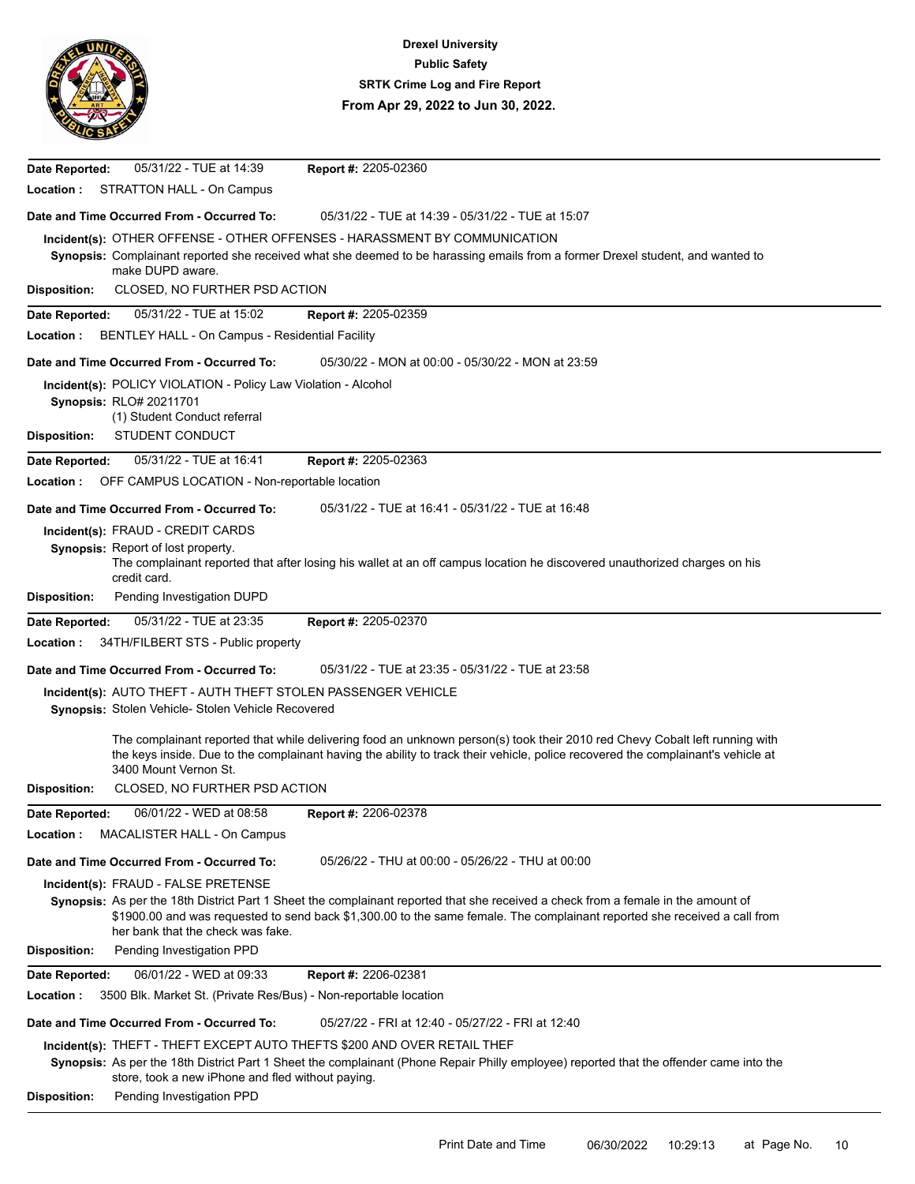**Drexel University**
**Public Safety**
**SRTK Crime Log and Fire Report**
**From Apr 29, 2022 to Jun 30, 2022.**

---

**Date Reported:** 05/31/22 - TUE at 14:39 **Report #:** 2205-02360

**Location :** STRATTON HALL - On Campus

**Date and Time Occurred From - Occurred To:** 05/31/22 - TUE at 14:39 - 05/31/22 - TUE at 15:07

**Incident(s):** OTHER OFFENSE - OTHER OFFENSES - HARASSMENT BY COMMUNICATION

**Synopsis:** Complainant reported she received what she deemed to be harassing emails from a former Drexel student, and wanted to make DUPD aware.

**Disposition:** CLOSED, NO FURTHER PSD ACTION

---

**Date Reported:** 05/31/22 - TUE at 15:02 **Report #:** 2205-02359

**Location :** BENTLEY HALL - On Campus - Residential Facility

**Date and Time Occurred From - Occurred To:** 05/30/22 - MON at 00:00 - 05/30/22 - MON at 23:59

**Incident(s):** POLICY VIOLATION - Policy Law Violation - Alcohol

**Synopsis:** RLO# 20211701
(1) Student Conduct referral

**Disposition:** STUDENT CONDUCT

---

**Date Reported:** 05/31/22 - TUE at 16:41 **Report #:** 2205-02363

**Location :** OFF CAMPUS LOCATION - Non-reportable location

**Date and Time Occurred From - Occurred To:** 05/31/22 - TUE at 16:41 - 05/31/22 - TUE at 16:48

**Incident(s):** FRAUD - CREDIT CARDS

**Synopsis:** Report of lost property.
The complainant reported that after losing his wallet at an off campus location he discovered unauthorized charges on his credit card.

**Disposition:** Pending Investigation DUPD

---

**Date Reported:** 05/31/22 - TUE at 23:35 **Report #:** 2205-02370

**Location :** 34TH/FILBERT STS - Public property

**Date and Time Occurred From - Occurred To:** 05/31/22 - TUE at 23:35 - 05/31/22 - TUE at 23:58

**Incident(s):** AUTO THEFT - AUTH THEFT STOLEN PASSENGER VEHICLE

**Synopsis:** Stolen Vehicle- Stolen Vehicle Recovered

The complainant reported that while delivering food an unknown person(s) took their 2010 red Chevy Cobalt left running with the keys inside. Due to the complainant having the ability to track their vehicle, police recovered the complainant's vehicle at 3400 Mount Vernon St.

**Disposition:** CLOSED, NO FURTHER PSD ACTION

---

**Date Reported:** 06/01/22 - WED at 08:58 **Report #:** 2206-02378

**Location :** MACALISTER HALL - On Campus

**Date and Time Occurred From - Occurred To:** 05/26/22 - THU at 00:00 - 05/26/22 - THU at 00:00

**Incident(s):** FRAUD - FALSE PRETENSE

**Synopsis:** As per the 18th District Part 1 Sheet the complainant reported that she received a check from a female in the amount of $1900.00 and was requested to send back $1,300.00 to the same female. The complainant reported she received a call from her bank that the check was fake.

**Disposition:** Pending Investigation PPD

---

**Date Reported:** 06/01/22 - WED at 09:33 **Report #:** 2206-02381

**Location :** 3500 Blk. Market St. (Private Res/Bus) - Non-reportable location

**Date and Time Occurred From - Occurred To:** 05/27/22 - FRI at 12:40 - 05/27/22 - FRI at 12:40

**Incident(s):** THEFT - THEFT EXCEPT AUTO THEFTS $200 AND OVER RETAIL THEF

**Synopsis:** As per the 18th District Part 1 Sheet the complainant (Phone Repair Philly employee) reported that the offender came into the store, took a new iPhone and fled without paying.

**Disposition:** Pending Investigation PPD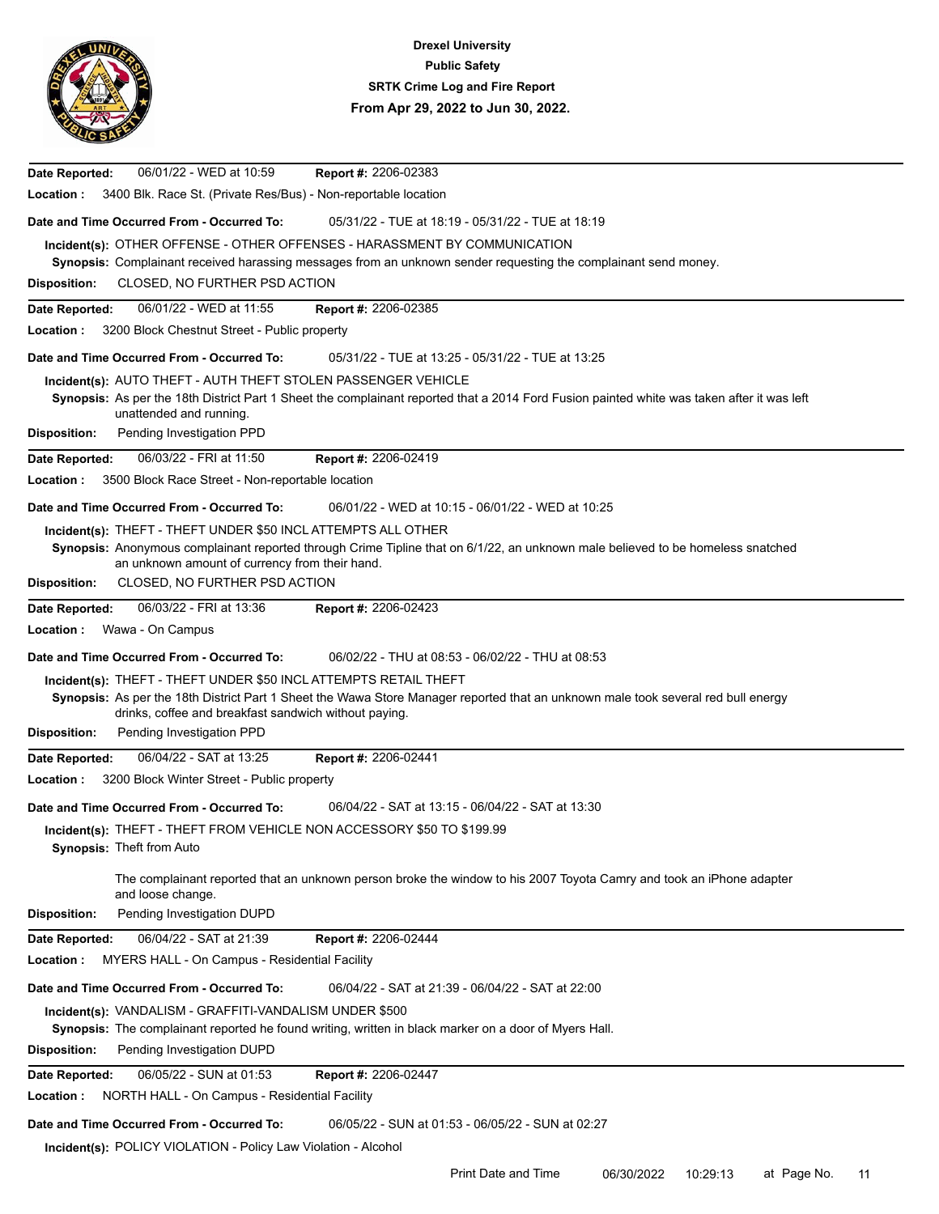**Drexel University**
**Public Safety**
**SRTK Crime Log and Fire Report**
**From Apr 29, 2022 to Jun 30, 2022.**

---

**Date Reported:** 06/01/22 - WED at 10:59 **Report #:** 2206-02383

**Location :** 3400 Blk. Race St. (Private Res/Bus) - Non-reportable location

**Date and Time Occurred From - Occurred To:** 05/31/22 - TUE at 18:19 - 05/31/22 - TUE at 18:19

**Incident(s):** OTHER OFFENSE - OTHER OFFENSES - HARASSMENT BY COMMUNICATION

**Synopsis:** Complainant received harassing messages from an unknown sender requesting the complainant send money.

**Disposition:** CLOSED, NO FURTHER PSD ACTION

---

**Date Reported:** 06/01/22 - WED at 11:55 **Report #:** 2206-02385

**Location :** 3200 Block Chestnut Street - Public property

**Date and Time Occurred From - Occurred To:** 05/31/22 - TUE at 13:25 - 05/31/22 - TUE at 13:25

**Incident(s):** AUTO THEFT - AUTH THEFT STOLEN PASSENGER VEHICLE

**Synopsis:** As per the 18th District Part 1 Sheet the complainant reported that a 2014 Ford Fusion painted white was taken after it was left unattended and running.

**Disposition:** Pending Investigation PPD

---

**Date Reported:** 06/03/22 - FRI at 11:50 **Report #:** 2206-02419

**Location :** 3500 Block Race Street - Non-reportable location

**Date and Time Occurred From - Occurred To:** 06/01/22 - WED at 10:15 - 06/01/22 - WED at 10:25

**Incident(s):** THEFT - THEFT UNDER $50 INCL ATTEMPTS ALL OTHER

**Synopsis:** Anonymous complainant reported through Crime Tipline that on 6/1/22, an unknown male believed to be homeless snatched an unknown amount of currency from their hand.

**Disposition:** CLOSED, NO FURTHER PSD ACTION

---

**Date Reported:** 06/03/22 - FRI at 13:36 **Report #:** 2206-02423

**Location :** Wawa - On Campus

**Date and Time Occurred From - Occurred To:** 06/02/22 - THU at 08:53 - 06/02/22 - THU at 08:53

**Incident(s):** THEFT - THEFT UNDER $50 INCL ATTEMPTS RETAIL THEFT

**Synopsis:** As per the 18th District Part 1 Sheet the Wawa Store Manager reported that an unknown male took several red bull energy drinks, coffee and breakfast sandwich without paying.

**Disposition:** Pending Investigation PPD

---

**Date Reported:** 06/04/22 - SAT at 13:25 **Report #:** 2206-02441

**Location :** 3200 Block Winter Street - Public property

**Date and Time Occurred From - Occurred To:** 06/04/22 - SAT at 13:15 - 06/04/22 - SAT at 13:30

**Incident(s):** THEFT - THEFT FROM VEHICLE NON ACCESSORY $50 TO $199.99

**Synopsis:** Theft from Auto

The complainant reported that an unknown person broke the window to his 2007 Toyota Camry and took an iPhone adapter and loose change.

**Disposition:** Pending Investigation DUPD

---

**Date Reported:** 06/04/22 - SAT at 21:39 **Report #:** 2206-02444

**Location :** MYERS HALL - On Campus - Residential Facility

**Date and Time Occurred From - Occurred To:** 06/04/22 - SAT at 21:39 - 06/04/22 - SAT at 22:00

**Incident(s):** VANDALISM - GRAFFITI-VANDALISM UNDER $500

**Synopsis:** The complainant reported he found writing, written in black marker on a door of Myers Hall.

**Disposition:** Pending Investigation DUPD

---

**Date Reported:** 06/05/22 - SUN at 01:53 **Report #:** 2206-02447

**Location :** NORTH HALL - On Campus - Residential Facility

**Date and Time Occurred From - Occurred To:** 06/05/22 - SUN at 01:53 - 06/05/22 - SUN at 02:27

**Incident(s):** POLICY VIOLATION - Policy Law Violation - Alcohol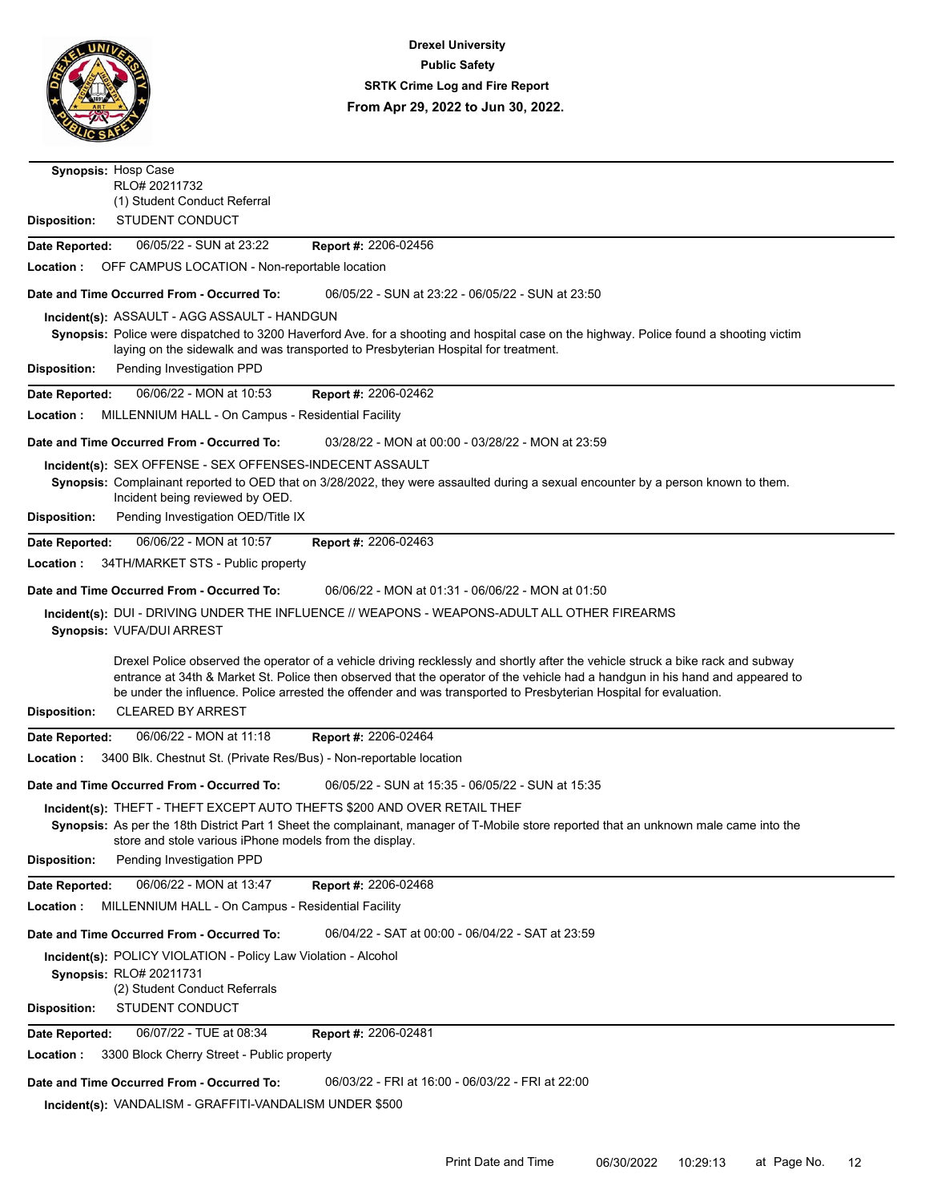**Drexel University**
**Public Safety**
**SRTK Crime Log and Fire Report**
**From Apr 29, 2022 to Jun 30, 2022.**

---

**Synopsis:** Hosp Case
RLO# 20211732
(1) Student Conduct Referral

**Disposition:** STUDENT CONDUCT

---

**Date Reported:** 06/05/22 - SUN at 23:22 **Report #:** 2206-02456

**Location :** OFF CAMPUS LOCATION - Non-reportable location

**Date and Time Occurred From - Occurred To:** 06/05/22 - SUN at 23:22 - 06/05/22 - SUN at 23:50

**Incident(s):** ASSAULT - AGG ASSAULT - HANDGUN

**Synopsis:** Police were dispatched to 3200 Haverford Ave. for a shooting and hospital case on the highway. Police found a shooting victim laying on the sidewalk and was transported to Presbyterian Hospital for treatment.

**Disposition:** Pending Investigation PPD

---

**Date Reported:** 06/06/22 - MON at 10:53 **Report #:** 2206-02462

**Location :** MILLENNIUM HALL - On Campus - Residential Facility

**Date and Time Occurred From - Occurred To:** 03/28/22 - MON at 00:00 - 03/28/22 - MON at 23:59

**Incident(s):** SEX OFFENSE - SEX OFFENSES-INDECENT ASSAULT

**Synopsis:** Complainant reported to OED that on 3/28/2022, they were assaulted during a sexual encounter by a person known to them. Incident being reviewed by OED.

**Disposition:** Pending Investigation OED/Title IX

---

**Date Reported:** 06/06/22 - MON at 10:57 **Report #:** 2206-02463

**Location :** 34TH/MARKET STS - Public property

**Date and Time Occurred From - Occurred To:** 06/06/22 - MON at 01:31 - 06/06/22 - MON at 01:50

**Incident(s):** DUI - DRIVING UNDER THE INFLUENCE // WEAPONS - WEAPONS-ADULT ALL OTHER FIREARMS

**Synopsis:** VUFA/DUI ARREST

Drexel Police observed the operator of a vehicle driving recklessly and shortly after the vehicle struck a bike rack and subway entrance at 34th & Market St. Police then observed that the operator of the vehicle had a handgun in his hand and appeared to be under the influence. Police arrested the offender and was transported to Presbyterian Hospital for evaluation.

**Disposition:** CLEARED BY ARREST

---

**Date Reported:** 06/06/22 - MON at 11:18 **Report #:** 2206-02464

**Location :** 3400 Blk. Chestnut St. (Private Res/Bus) - Non-reportable location

**Date and Time Occurred From - Occurred To:** 06/05/22 - SUN at 15:35 - 06/05/22 - SUN at 15:35

**Incident(s):** THEFT - THEFT EXCEPT AUTO THEFTS $200 AND OVER RETAIL THEF

**Synopsis:** As per the 18th District Part 1 Sheet the complainant, manager of T-Mobile store reported that an unknown male came into the store and stole various iPhone models from the display.

**Disposition:** Pending Investigation PPD

---

**Date Reported:** 06/06/22 - MON at 13:47 **Report #:** 2206-02468

**Location :** MILLENNIUM HALL - On Campus - Residential Facility

**Date and Time Occurred From - Occurred To:** 06/04/22 - SAT at 00:00 - 06/04/22 - SAT at 23:59

**Incident(s):** POLICY VIOLATION - Policy Law Violation - Alcohol

**Synopsis:** RLO# 20211731
(2) Student Conduct Referrals

**Disposition:** STUDENT CONDUCT

---

**Date Reported:** 06/07/22 - TUE at 08:34 **Report #:** 2206-02481

**Location :** 3300 Block Cherry Street - Public property

**Date and Time Occurred From - Occurred To:** 06/03/22 - FRI at 16:00 - 06/03/22 - FRI at 22:00

**Incident(s):** VANDALISM - GRAFFITI-VANDALISM UNDER $500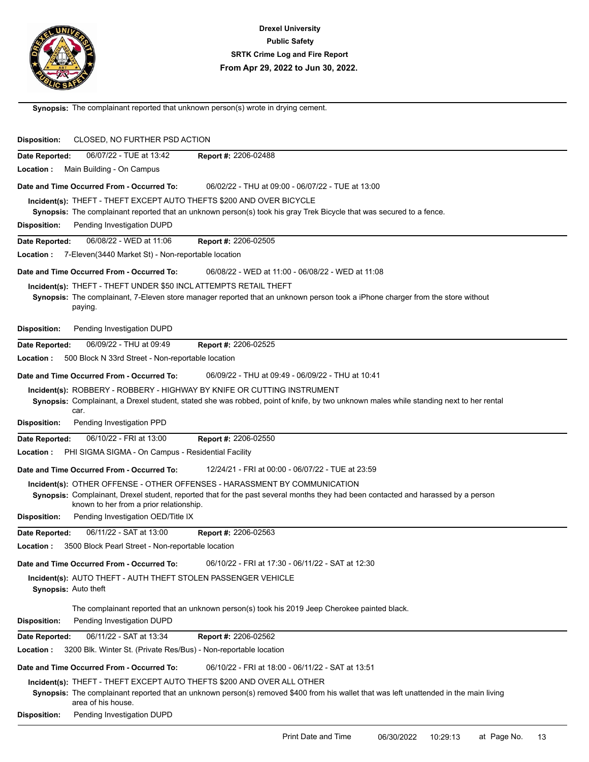**Drexel University**
**Public Safety**
**SRTK Crime Log and Fire Report**
**From Apr 29, 2022 to Jun 30, 2022.**

**Synopsis:** The complainant reported that unknown person(s) wrote in drying cement.

**Disposition:** CLOSED, NO FURTHER PSD ACTION

---

**Date Reported:** 06/07/22 - TUE at 13:42 **Report #:** 2206-02488

**Location :** Main Building - On Campus

**Date and Time Occurred From - Occurred To:** 06/02/22 - THU at 09:00 - 06/07/22 - TUE at 13:00

**Incident(s):** THEFT - THEFT EXCEPT AUTO THEFTS $200 AND OVER BICYCLE

**Synopsis:** The complainant reported that an unknown person(s) took his gray Trek Bicycle that was secured to a fence.

**Disposition:** Pending Investigation DUPD

---

**Date Reported:** 06/08/22 - WED at 11:06 **Report #:** 2206-02505

**Location :** 7-Eleven(3440 Market St) - Non-reportable location

**Date and Time Occurred From - Occurred To:** 06/08/22 - WED at 11:00 - 06/08/22 - WED at 11:08

**Incident(s):** THEFT - THEFT UNDER $50 INCL ATTEMPTS RETAIL THEFT

**Synopsis:** The complainant, 7-Eleven store manager reported that an unknown person took a iPhone charger from the store without paying.

**Disposition:** Pending Investigation DUPD

---

**Date Reported:** 06/09/22 - THU at 09:49 **Report #:** 2206-02525

**Location :** 500 Block N 33rd Street - Non-reportable location

**Date and Time Occurred From - Occurred To:** 06/09/22 - THU at 09:49 - 06/09/22 - THU at 10:41

**Incident(s):** ROBBERY - ROBBERY - HIGHWAY BY KNIFE OR CUTTING INSTRUMENT

**Synopsis:** Complainant, a Drexel student, stated she was robbed, point of knife, by two unknown males while standing next to her rental car.

**Disposition:** Pending Investigation PPD

---

**Date Reported:** 06/10/22 - FRI at 13:00 **Report #:** 2206-02550

**Location :** PHI SIGMA SIGMA - On Campus - Residential Facility

**Date and Time Occurred From - Occurred To:** 12/24/21 - FRI at 00:00 - 06/07/22 - TUE at 23:59

**Incident(s):** OTHER OFFENSE - OTHER OFFENSES - HARASSMENT BY COMMUNICATION

**Synopsis:** Complainant, Drexel student, reported that for the past several months they had been contacted and harassed by a person known to her from a prior relationship.

**Disposition:** Pending Investigation OED/Title IX

---

**Date Reported:** 06/11/22 - SAT at 13:00 **Report #:** 2206-02563

**Location :** 3500 Block Pearl Street - Non-reportable location

**Date and Time Occurred From - Occurred To:** 06/10/22 - FRI at 17:30 - 06/11/22 - SAT at 12:30

**Incident(s):** AUTO THEFT - AUTH THEFT STOLEN PASSENGER VEHICLE

**Synopsis:** Auto theft

The complainant reported that an unknown person(s) took his 2019 Jeep Cherokee painted black.

**Disposition:** Pending Investigation DUPD

---

**Date Reported:** 06/11/22 - SAT at 13:34 **Report #:** 2206-02562

**Location :** 3200 Blk. Winter St. (Private Res/Bus) - Non-reportable location

**Date and Time Occurred From - Occurred To:** 06/10/22 - FRI at 18:00 - 06/11/22 - SAT at 13:51

**Incident(s):** THEFT - THEFT EXCEPT AUTO THEFTS $200 AND OVER ALL OTHER

**Synopsis:** The complainant reported that an unknown person(s) removed $400 from his wallet that was left unattended in the main living area of his house.

**Disposition:** Pending Investigation DUPD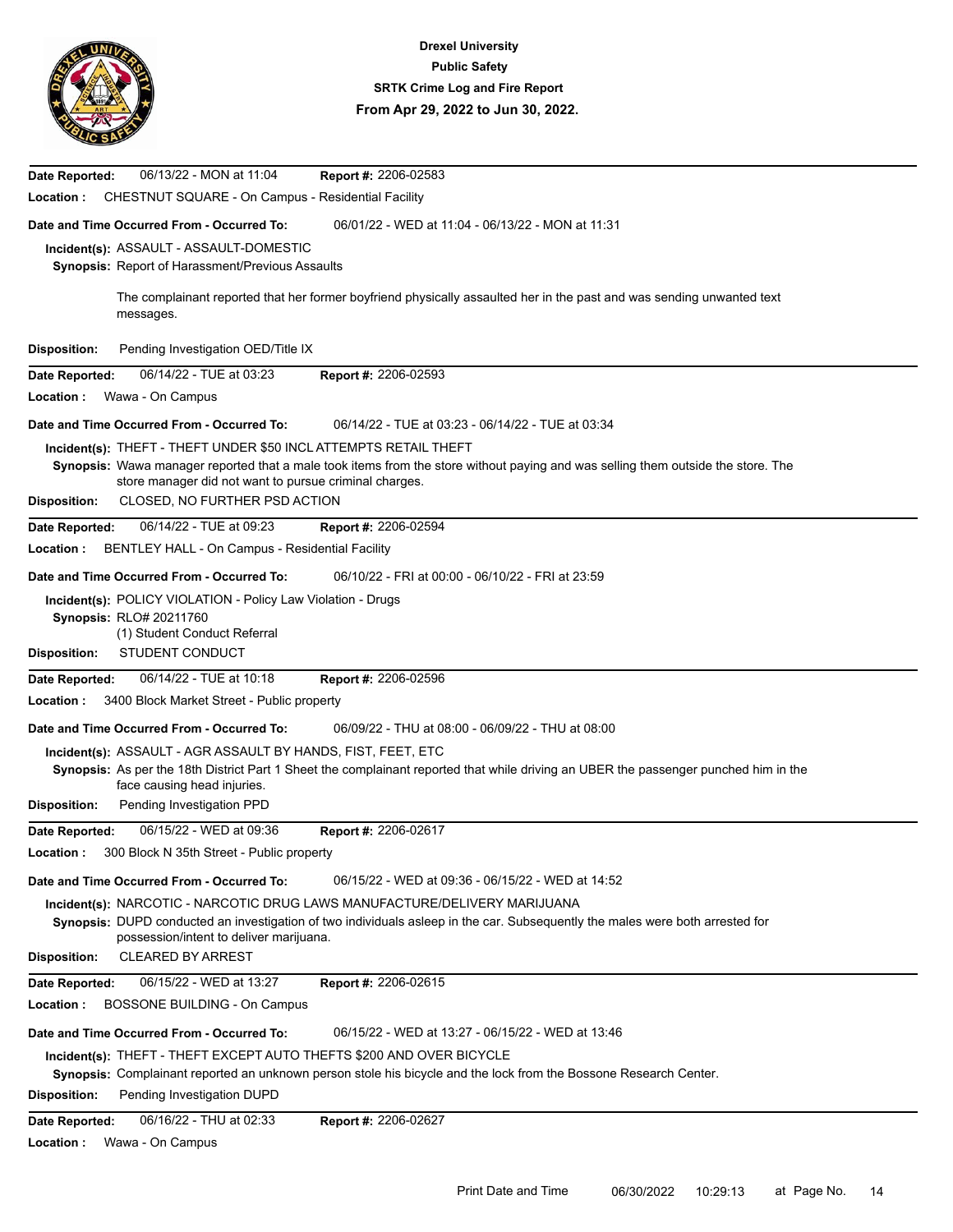**Drexel University**
**Public Safety**
**SRTK Crime Log and Fire Report**
**From Apr 29, 2022 to Jun 30, 2022.**

---

**Date Reported:** 06/13/22 - MON at 11:04 **Report #:** 2206-02583

**Location :** CHESTNUT SQUARE - On Campus - Residential Facility

**Date and Time Occurred From - Occurred To:** 06/01/22 - WED at 11:04 - 06/13/22 - MON at 11:31

**Incident(s):** ASSAULT - ASSAULT-DOMESTIC

**Synopsis:** Report of Harassment/Previous Assaults

The complainant reported that her former boyfriend physically assaulted her in the past and was sending unwanted text messages.

**Disposition:** Pending Investigation OED/Title IX

---

**Date Reported:** 06/14/22 - TUE at 03:23 **Report #:** 2206-02593

**Location :** Wawa - On Campus

**Date and Time Occurred From - Occurred To:** 06/14/22 - TUE at 03:23 - 06/14/22 - TUE at 03:34

**Incident(s):** THEFT - THEFT UNDER $50 INCL ATTEMPTS RETAIL THEFT

**Synopsis:** Wawa manager reported that a male took items from the store without paying and was selling them outside the store. The store manager did not want to pursue criminal charges.

**Disposition:** CLOSED, NO FURTHER PSD ACTION

---

**Date Reported:** 06/14/22 - TUE at 09:23 **Report #:** 2206-02594

**Location :** BENTLEY HALL - On Campus - Residential Facility

**Date and Time Occurred From - Occurred To:** 06/10/22 - FRI at 00:00 - 06/10/22 - FRI at 23:59

**Incident(s):** POLICY VIOLATION - Policy Law Violation - Drugs

**Synopsis:** RLO# 20211760
(1) Student Conduct Referral

**Disposition:** STUDENT CONDUCT

---

**Date Reported:** 06/14/22 - TUE at 10:18 **Report #:** 2206-02596

**Location :** 3400 Block Market Street - Public property

**Date and Time Occurred From - Occurred To:** 06/09/22 - THU at 08:00 - 06/09/22 - THU at 08:00

**Incident(s):** ASSAULT - AGR ASSAULT BY HANDS, FIST, FEET, ETC

**Synopsis:** As per the 18th District Part 1 Sheet the complainant reported that while driving an UBER the passenger punched him in the face causing head injuries.

**Disposition:** Pending Investigation PPD

---

**Date Reported:** 06/15/22 - WED at 09:36 **Report #:** 2206-02617

**Location :** 300 Block N 35th Street - Public property

**Date and Time Occurred From - Occurred To:** 06/15/22 - WED at 09:36 - 06/15/22 - WED at 14:52

**Incident(s):** NARCOTIC - NARCOTIC DRUG LAWS MANUFACTURE/DELIVERY MARIJUANA

**Synopsis:** DUPD conducted an investigation of two individuals asleep in the car. Subsequently the males were both arrested for possession/intent to deliver marijuana.

**Disposition:** CLEARED BY ARREST

---

**Date Reported:** 06/15/22 - WED at 13:27 **Report #:** 2206-02615

**Location :** BOSSONE BUILDING - On Campus

**Date and Time Occurred From - Occurred To:** 06/15/22 - WED at 13:27 - 06/15/22 - WED at 13:46

**Incident(s):** THEFT - THEFT EXCEPT AUTO THEFTS $200 AND OVER BICYCLE

**Synopsis:** Complainant reported an unknown person stole his bicycle and the lock from the Bossone Research Center.

**Disposition:** Pending Investigation DUPD

---

**Date Reported:** 06/16/22 - THU at 02:33 **Report #:** 2206-02627

**Location :** Wawa - On Campus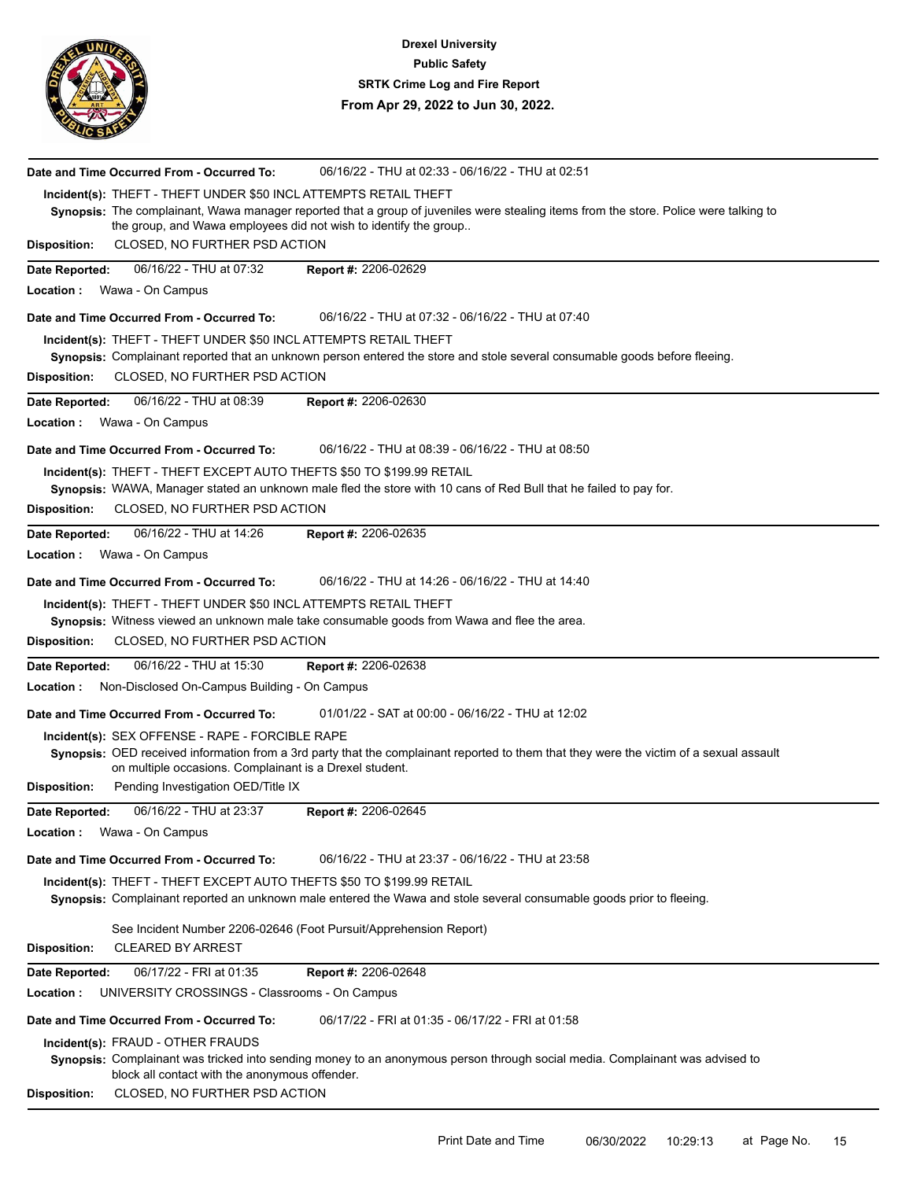**Drexel University**
**Public Safety**
**SRTK Crime Log and Fire Report**
**From Apr 29, 2022 to Jun 30, 2022.**

---

**Date and Time Occurred From - Occurred To:** 06/16/22 - THU at 02:33 - 06/16/22 - THU at 02:51

**Incident(s):** THEFT - THEFT UNDER $50 INCL ATTEMPTS RETAIL THEFT

**Synopsis:** The complainant, Wawa manager reported that a group of juveniles were stealing items from the store. Police were talking to the group, and Wawa employees did not wish to identify the group..

**Disposition:** CLOSED, NO FURTHER PSD ACTION

---

**Date Reported:** 06/16/22 - THU at 07:32 **Report #:** 2206-02629

**Location :** Wawa - On Campus

**Date and Time Occurred From - Occurred To:** 06/16/22 - THU at 07:32 - 06/16/22 - THU at 07:40

**Incident(s):** THEFT - THEFT UNDER $50 INCL ATTEMPTS RETAIL THEFT

**Synopsis:** Complainant reported that an unknown person entered the store and stole several consumable goods before fleeing.

**Disposition:** CLOSED, NO FURTHER PSD ACTION

---

**Date Reported:** 06/16/22 - THU at 08:39 **Report #:** 2206-02630

**Location :** Wawa - On Campus

**Date and Time Occurred From - Occurred To:** 06/16/22 - THU at 08:39 - 06/16/22 - THU at 08:50

**Incident(s):** THEFT - THEFT EXCEPT AUTO THEFTS $50 TO $199.99 RETAIL

**Synopsis:** WAWA, Manager stated an unknown male fled the store with 10 cans of Red Bull that he failed to pay for.

**Disposition:** CLOSED, NO FURTHER PSD ACTION

---

**Date Reported:** 06/16/22 - THU at 14:26 **Report #:** 2206-02635

**Location :** Wawa - On Campus

**Date and Time Occurred From - Occurred To:** 06/16/22 - THU at 14:26 - 06/16/22 - THU at 14:40

**Incident(s):** THEFT - THEFT UNDER $50 INCL ATTEMPTS RETAIL THEFT

**Synopsis:** Witness viewed an unknown male take consumable goods from Wawa and flee the area.

**Disposition:** CLOSED, NO FURTHER PSD ACTION

---

**Date Reported:** 06/16/22 - THU at 15:30 **Report #:** 2206-02638

**Location :** Non-Disclosed On-Campus Building - On Campus

**Date and Time Occurred From - Occurred To:** 01/01/22 - SAT at 00:00 - 06/16/22 - THU at 12:02

**Incident(s):** SEX OFFENSE - RAPE - FORCIBLE RAPE

**Synopsis:** OED received information from a 3rd party that the complainant reported to them that they were the victim of a sexual assault on multiple occasions. Complainant is a Drexel student.

**Disposition:** Pending Investigation OED/Title IX

---

**Date Reported:** 06/16/22 - THU at 23:37 **Report #:** 2206-02645

**Location :** Wawa - On Campus

**Date and Time Occurred From - Occurred To:** 06/16/22 - THU at 23:37 - 06/16/22 - THU at 23:58

**Incident(s):** THEFT - THEFT EXCEPT AUTO THEFTS $50 TO $199.99 RETAIL

**Synopsis:** Complainant reported an unknown male entered the Wawa and stole several consumable goods prior to fleeing.

See Incident Number 2206-02646 (Foot Pursuit/Apprehension Report)

**Disposition:** CLEARED BY ARREST

---

**Date Reported:** 06/17/22 - FRI at 01:35 **Report #:** 2206-02648

**Location :** UNIVERSITY CROSSINGS - Classrooms - On Campus

**Date and Time Occurred From - Occurred To:** 06/17/22 - FRI at 01:35 - 06/17/22 - FRI at 01:58

**Incident(s):** FRAUD - OTHER FRAUDS

**Synopsis:** Complainant was tricked into sending money to an anonymous person through social media. Complainant was advised to block all contact with the anonymous offender.

**Disposition:** CLOSED, NO FURTHER PSD ACTION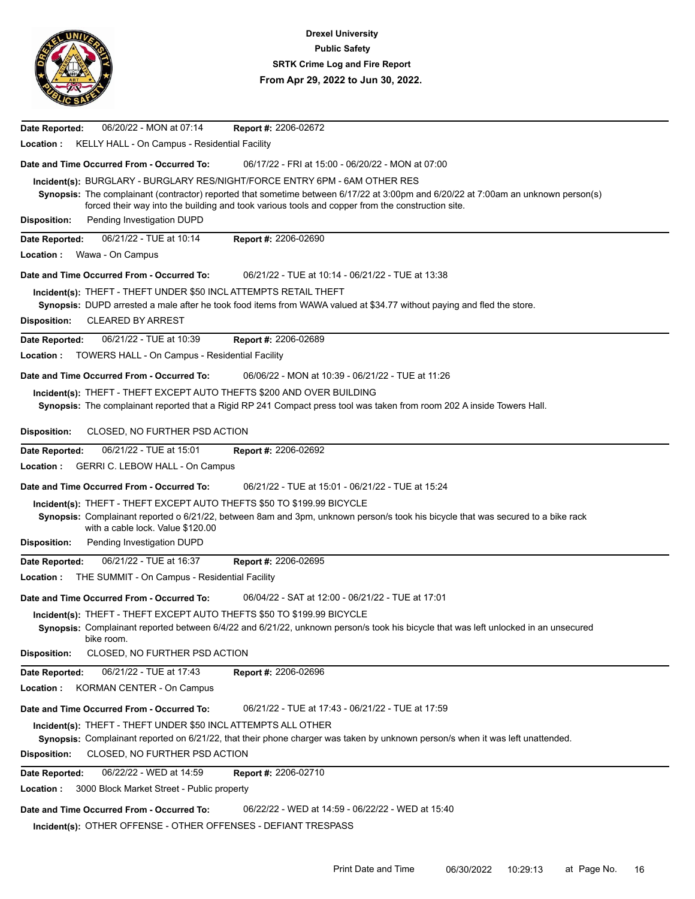**Drexel University**
**Public Safety**
**SRTK Crime Log and Fire Report**
**From Apr 29, 2022 to Jun 30, 2022.**

---

**Date Reported:** 06/20/22 - MON at 07:14 **Report #:** 2206-02672

**Location :** KELLY HALL - On Campus - Residential Facility

**Date and Time Occurred From - Occurred To:** 06/17/22 - FRI at 15:00 - 06/20/22 - MON at 07:00

**Incident(s):** BURGLARY - BURGLARY RES/NIGHT/FORCE ENTRY 6PM - 6AM OTHER RES

**Synopsis:** The complainant (contractor) reported that sometime between 6/17/22 at 3:00pm and 6/20/22 at 7:00am an unknown person(s) forced their way into the building and took various tools and copper from the construction site.

**Disposition:** Pending Investigation DUPD

---

**Date Reported:** 06/21/22 - TUE at 10:14 **Report #:** 2206-02690

**Location :** Wawa - On Campus

**Date and Time Occurred From - Occurred To:** 06/21/22 - TUE at 10:14 - 06/21/22 - TUE at 13:38

**Incident(s):** THEFT - THEFT UNDER $50 INCL ATTEMPTS RETAIL THEFT

**Synopsis:** DUPD arrested a male after he took food items from WAWA valued at $34.77 without paying and fled the store.

**Disposition:** CLEARED BY ARREST

---

**Date Reported:** 06/21/22 - TUE at 10:39 **Report #:** 2206-02689

**Location :** TOWERS HALL - On Campus - Residential Facility

**Date and Time Occurred From - Occurred To:** 06/06/22 - MON at 10:39 - 06/21/22 - TUE at 11:26

**Incident(s):** THEFT - THEFT EXCEPT AUTO THEFTS $200 AND OVER BUILDING

**Synopsis:** The complainant reported that a Rigid RP 241 Compact press tool was taken from room 202 A inside Towers Hall.

**Disposition:** CLOSED, NO FURTHER PSD ACTION

---

**Date Reported:** 06/21/22 - TUE at 15:01 **Report #:** 2206-02692

**Location :** GERRI C. LEBOW HALL - On Campus

**Date and Time Occurred From - Occurred To:** 06/21/22 - TUE at 15:01 - 06/21/22 - TUE at 15:24

**Incident(s):** THEFT - THEFT EXCEPT AUTO THEFTS $50 TO $199.99 BICYCLE

**Synopsis:** Complainant reported o 6/21/22, between 8am and 3pm, unknown person/s took his bicycle that was secured to a bike rack with a cable lock. Value $120.00

**Disposition:** Pending Investigation DUPD

---

**Date Reported:** 06/21/22 - TUE at 16:37 **Report #:** 2206-02695

**Location :** THE SUMMIT - On Campus - Residential Facility

**Date and Time Occurred From - Occurred To:** 06/04/22 - SAT at 12:00 - 06/21/22 - TUE at 17:01

**Incident(s):** THEFT - THEFT EXCEPT AUTO THEFTS $50 TO $199.99 BICYCLE

**Synopsis:** Complainant reported between 6/4/22 and 6/21/22, unknown person/s took his bicycle that was left unlocked in an unsecured bike room.

**Disposition:** CLOSED, NO FURTHER PSD ACTION

---

**Date Reported:** 06/21/22 - TUE at 17:43 **Report #:** 2206-02696

**Location :** KORMAN CENTER - On Campus

**Date and Time Occurred From - Occurred To:** 06/21/22 - TUE at 17:43 - 06/21/22 - TUE at 17:59

**Incident(s):** THEFT - THEFT UNDER $50 INCL ATTEMPTS ALL OTHER

**Synopsis:** Complainant reported on 6/21/22, that their phone charger was taken by unknown person/s when it was left unattended.

**Disposition:** CLOSED, NO FURTHER PSD ACTION

---

**Date Reported:** 06/22/22 - WED at 14:59 **Report #:** 2206-02710

**Location :** 3000 Block Market Street - Public property

**Date and Time Occurred From - Occurred To:** 06/22/22 - WED at 14:59 - 06/22/22 - WED at 15:40

**Incident(s):** OTHER OFFENSE - OTHER OFFENSES - DEFIANT TRESPASS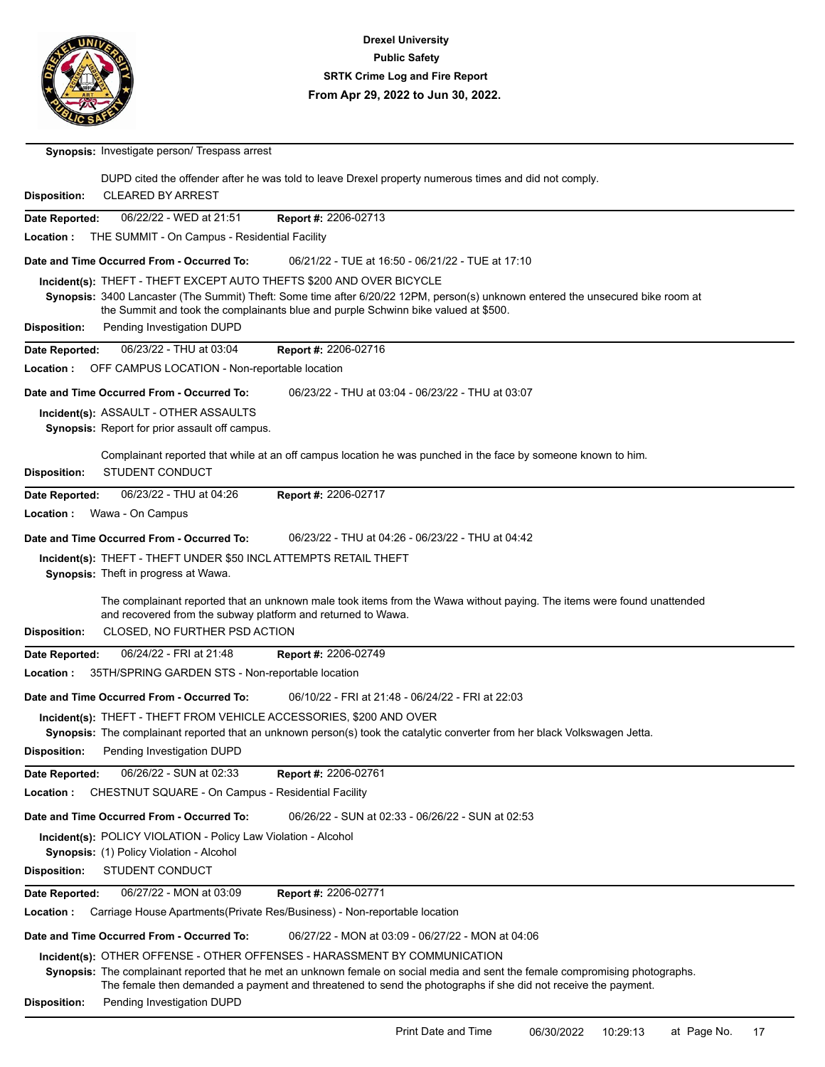**Synopsis:** Investigate person/ Trespass arrest

DUPD cited the offender after he was told to leave Drexel property numerous times and did not comply.

**Disposition:** CLEARED BY ARREST

---

**Date Reported:** 06/22/22 - WED at 21:51 **Report #:** 2206-02713

**Location :** THE SUMMIT - On Campus - Residential Facility

**Date and Time Occurred From - Occurred To:** 06/21/22 - TUE at 16:50 - 06/21/22 - TUE at 17:10

**Incident(s):** THEFT - THEFT EXCEPT AUTO THEFTS $200 AND OVER BICYCLE

**Synopsis:** 3400 Lancaster (The Summit) Theft: Some time after 6/20/22 12PM, person(s) unknown entered the unsecured bike room at the Summit and took the complainants blue and purple Schwinn bike valued at $500.

**Disposition:** Pending Investigation DUPD

---

**Date Reported:** 06/23/22 - THU at 03:04 **Report #:** 2206-02716

**Location :** OFF CAMPUS LOCATION - Non-reportable location

**Date and Time Occurred From - Occurred To:** 06/23/22 - THU at 03:04 - 06/23/22 - THU at 03:07

**Incident(s):** ASSAULT - OTHER ASSAULTS

**Synopsis:** Report for prior assault off campus.

Complainant reported that while at an off campus location he was punched in the face by someone known to him.

**Disposition:** STUDENT CONDUCT

---

**Date Reported:** 06/23/22 - THU at 04:26 **Report #:** 2206-02717

**Location :** Wawa - On Campus

**Date and Time Occurred From - Occurred To:** 06/23/22 - THU at 04:26 - 06/23/22 - THU at 04:42

**Incident(s):** THEFT - THEFT UNDER $50 INCL ATTEMPTS RETAIL THEFT

**Synopsis:** Theft in progress at Wawa.

The complainant reported that an unknown male took items from the Wawa without paying. The items were found unattended and recovered from the subway platform and returned to Wawa.

**Disposition:** CLOSED, NO FURTHER PSD ACTION

---

**Date Reported:** 06/24/22 - FRI at 21:48 **Report #:** 2206-02749

**Location :** 35TH/SPRING GARDEN STS - Non-reportable location

**Date and Time Occurred From - Occurred To:** 06/10/22 - FRI at 21:48 - 06/24/22 - FRI at 22:03

**Incident(s):** THEFT - THEFT FROM VEHICLE ACCESSORIES, $200 AND OVER

**Synopsis:** The complainant reported that an unknown person(s) took the catalytic converter from her black Volkswagen Jetta.

**Disposition:** Pending Investigation DUPD

---

**Date Reported:** 06/26/22 - SUN at 02:33 **Report #:** 2206-02761

**Location :** CHESTNUT SQUARE - On Campus - Residential Facility

**Date and Time Occurred From - Occurred To:** 06/26/22 - SUN at 02:33 - 06/26/22 - SUN at 02:53

**Incident(s):** POLICY VIOLATION - Policy Law Violation - Alcohol

**Synopsis:** (1) Policy Violation - Alcohol

**Disposition:** STUDENT CONDUCT

---

**Date Reported:** 06/27/22 - MON at 03:09 **Report #:** 2206-02771

**Location :** Carriage House Apartments(Private Res/Business) - Non-reportable location

**Date and Time Occurred From - Occurred To:** 06/27/22 - MON at 03:09 - 06/27/22 - MON at 04:06

**Incident(s):** OTHER OFFENSE - OTHER OFFENSES - HARASSMENT BY COMMUNICATION

**Synopsis:** The complainant reported that he met an unknown female on social media and sent the female compromising photographs. The female then demanded a payment and threatened to send the photographs if she did not receive the payment.

**Disposition:** Pending Investigation DUPD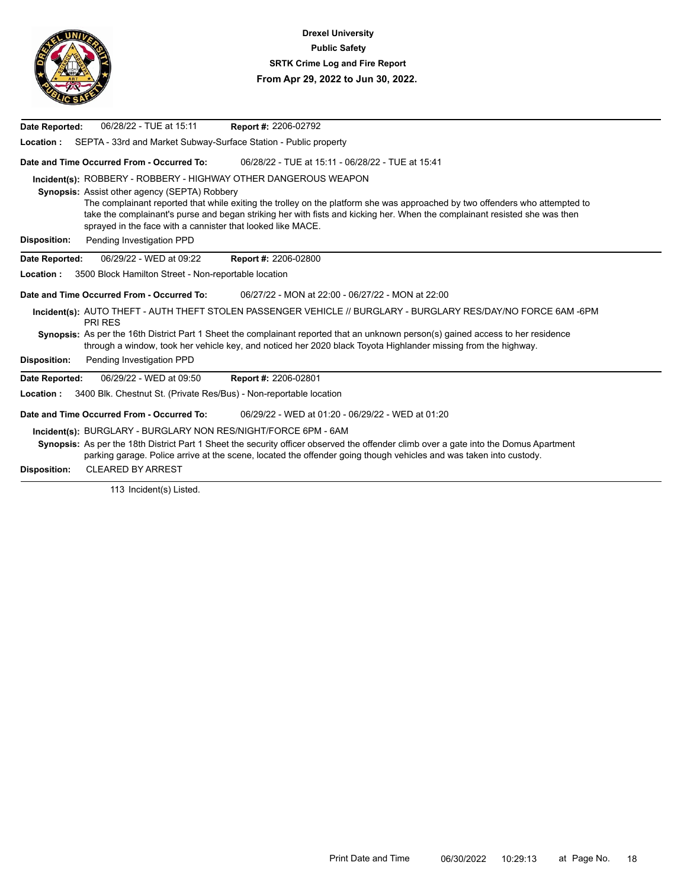**Drexel University**
**Public Safety**
**SRTK Crime Log and Fire Report**
**From Apr 29, 2022 to Jun 30, 2022.**

---

**Date Reported:** 06/28/22 - TUE at 15:11 **Report #:** 2206-02792

**Location :** SEPTA - 33rd and Market Subway-Surface Station - Public property

**Date and Time Occurred From - Occurred To:** 06/28/22 - TUE at 15:11 - 06/28/22 - TUE at 15:41

**Incident(s):** ROBBERY - ROBBERY - HIGHWAY OTHER DANGEROUS WEAPON

**Synopsis:** Assist other agency (SEPTA) Robbery
The complainant reported that while exiting the trolley on the platform she was approached by two offenders who attempted to take the complainant's purse and began striking her with fists and kicking her. When the complainant resisted she was then sprayed in the face with a cannister that looked like MACE.

**Disposition:** Pending Investigation PPD

---

**Date Reported:** 06/29/22 - WED at 09:22 **Report #:** 2206-02800

**Location :** 3500 Block Hamilton Street - Non-reportable location

**Date and Time Occurred From - Occurred To:** 06/27/22 - MON at 22:00 - 06/27/22 - MON at 22:00

**Incident(s):** AUTO THEFT - AUTH THEFT STOLEN PASSENGER VEHICLE // BURGLARY - BURGLARY RES/DAY/NO FORCE 6AM -6PM PRI RES

**Synopsis:** As per the 16th District Part 1 Sheet the complainant reported that an unknown person(s) gained access to her residence through a window, took her vehicle key, and noticed her 2020 black Toyota Highlander missing from the highway.

**Disposition:** Pending Investigation PPD

---

**Date Reported:** 06/29/22 - WED at 09:50 **Report #:** 2206-02801

**Location :** 3400 Blk. Chestnut St. (Private Res/Bus) - Non-reportable location

**Date and Time Occurred From - Occurred To:** 06/29/22 - WED at 01:20 - 06/29/22 - WED at 01:20

**Incident(s):** BURGLARY - BURGLARY NON RES/NIGHT/FORCE 6PM - 6AM

**Synopsis:** As per the 18th District Part 1 Sheet the security officer observed the offender climb over a gate into the Domus Apartment parking garage. Police arrive at the scene, located the offender going though vehicles and was taken into custody.

**Disposition:** CLEARED BY ARREST

---

113 Incident(s) Listed.